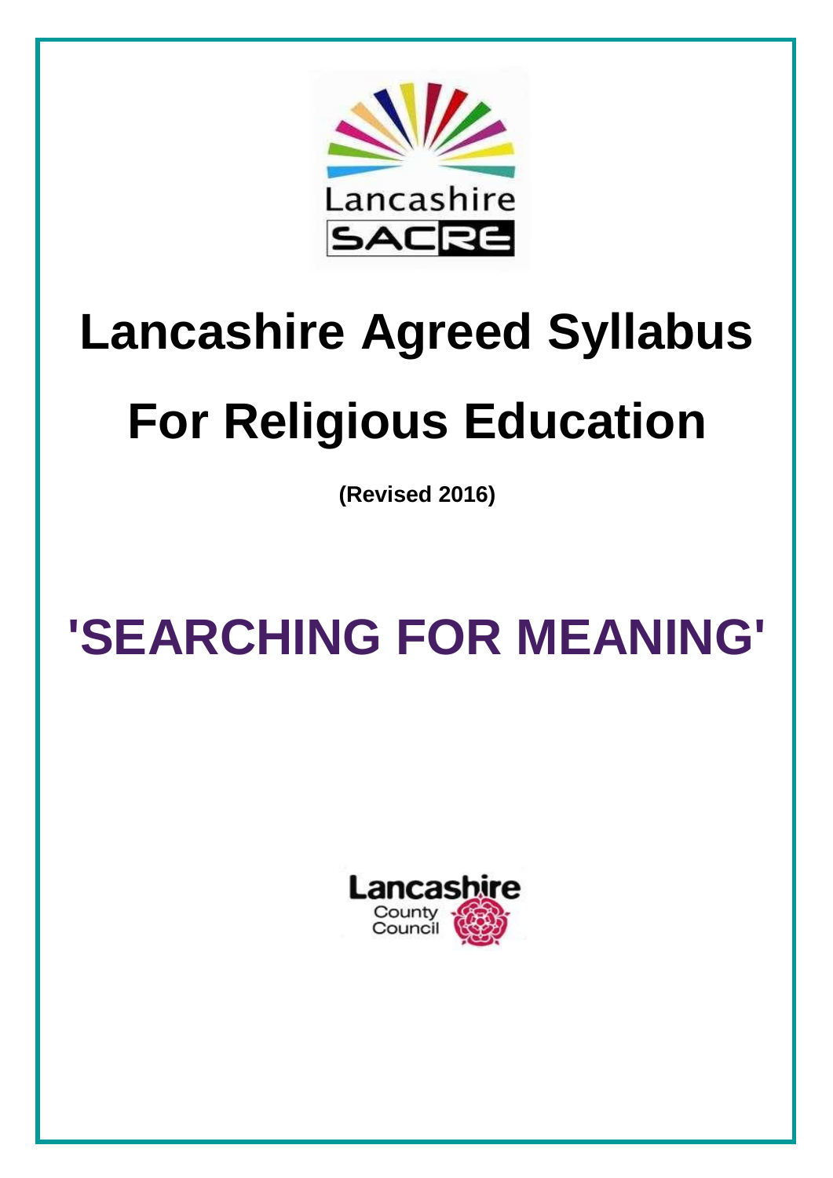Lancashire SACRE

# Lancashire Agreed Syllabus

# For Religious Education

**(Revised 2016)**

# 'SEARCHING FOR MEANING'

Lancashire County Council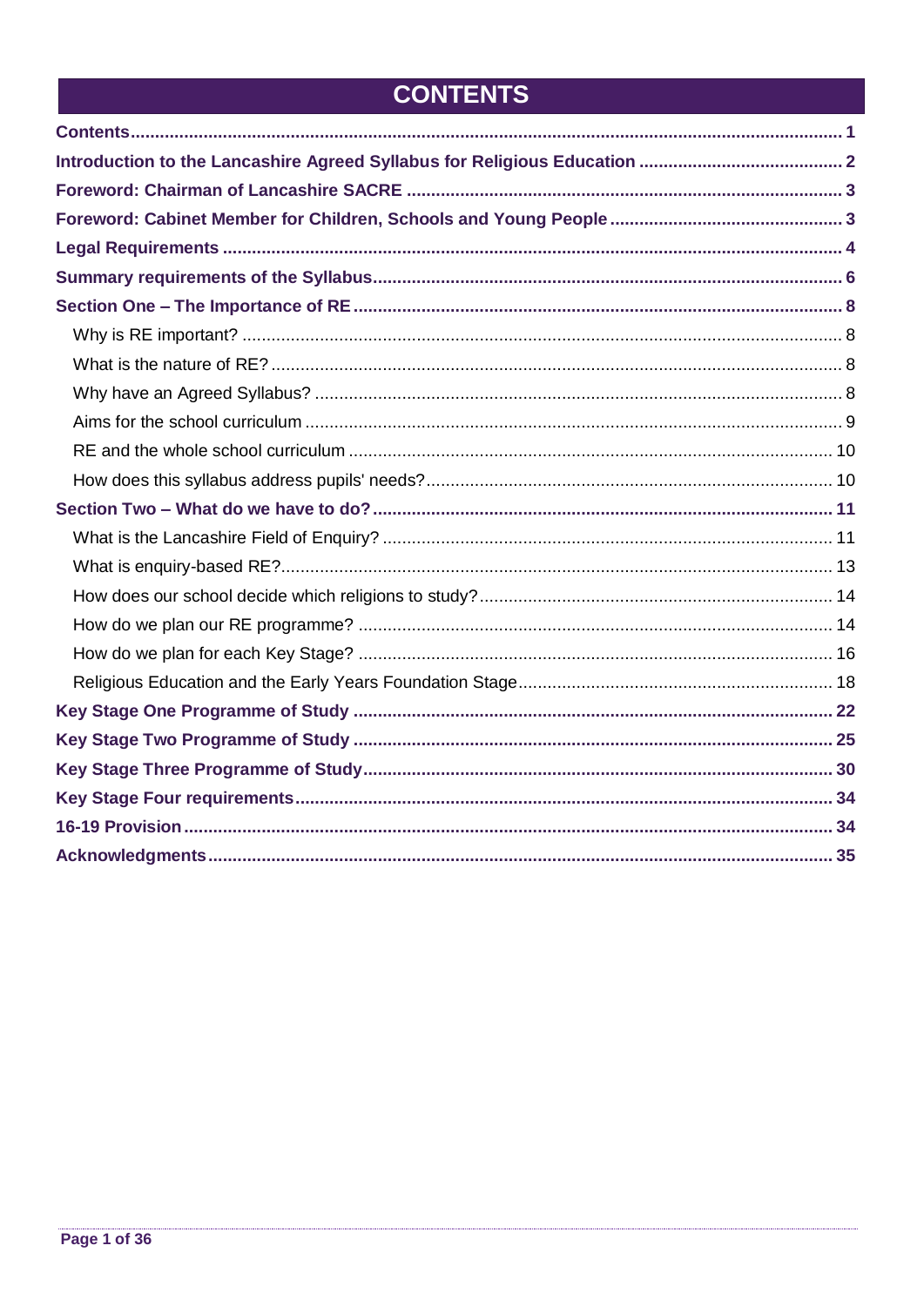# CONTENTS

**Contents** .......... **1**

**Introduction to the Lancashire Agreed Syllabus for Religious Education** .......... **2**

**Foreword: Chairman of Lancashire SACRE** .......... **3**

**Foreword: Cabinet Member for Children, Schools and Young People** .......... **3**

**Legal Requirements** .......... **4**

**Summary requirements of the Syllabus** .......... **6**

**Section One – The Importance of RE** .......... **8**

- Why is RE important? .......... 8
- What is the nature of RE? .......... 8
- Why have an Agreed Syllabus? .......... 8
- Aims for the school curriculum .......... 9
- RE and the whole school curriculum .......... 10
- How does this syllabus address pupils' needs? .......... 10

**Section Two – What do we have to do?** .......... **11**

- What is the Lancashire Field of Enquiry? .......... 11
- What is enquiry-based RE? .......... 13
- How does our school decide which religions to study? .......... 14
- How do we plan our RE programme? .......... 14
- How do we plan for each Key Stage? .......... 16
- Religious Education and the Early Years Foundation Stage .......... 18

**Key Stage One Programme of Study** .......... **22**

**Key Stage Two Programme of Study** .......... **25**

**Key Stage Three Programme of Study** .......... **30**

**Key Stage Four requirements** .......... **34**

**16-19 Provision** .......... **34**

**Acknowledgments** .......... **35**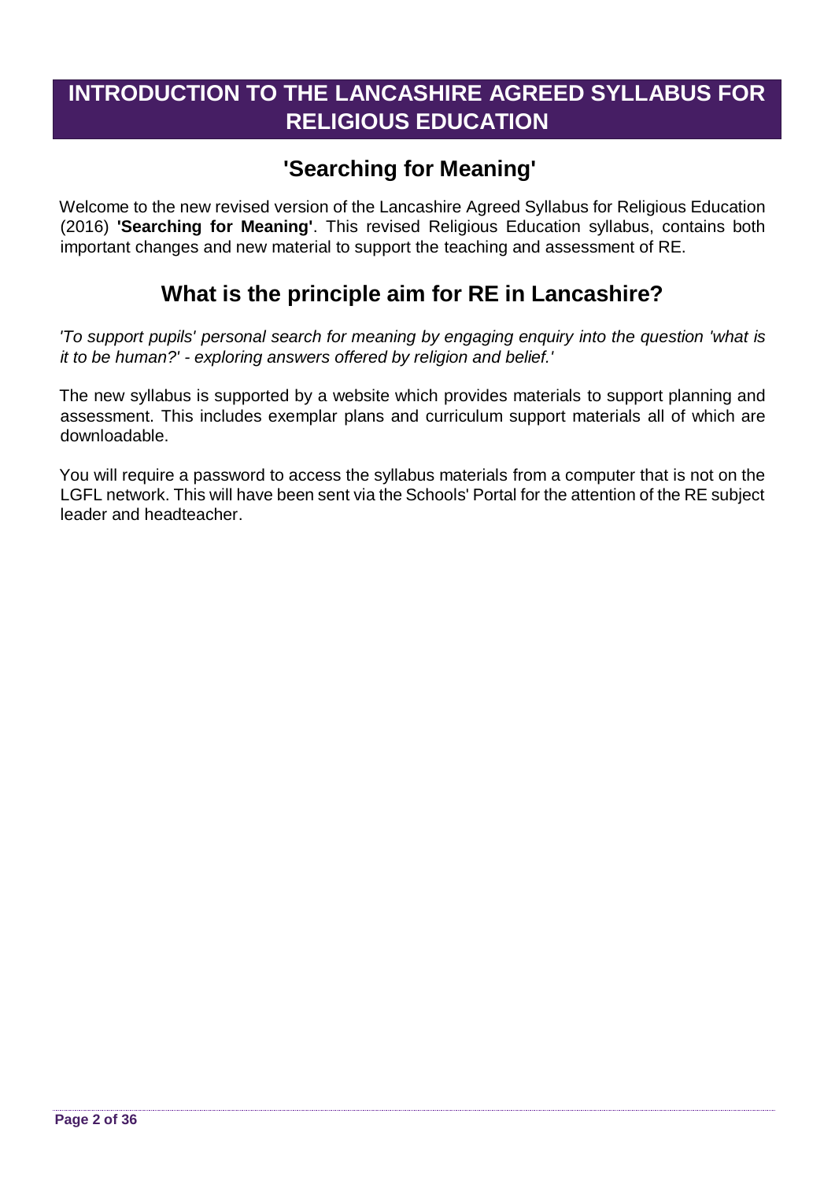# INTRODUCTION TO THE LANCASHIRE AGREED SYLLABUS FOR RELIGIOUS EDUCATION

## 'Searching for Meaning'

Welcome to the new revised version of the Lancashire Agreed Syllabus for Religious Education (2016) **'Searching for Meaning'**. This revised Religious Education syllabus, contains both important changes and new material to support the teaching and assessment of RE.

## What is the principle aim for RE in Lancashire?

*'To support pupils' personal search for meaning by engaging enquiry into the question 'what is it to be human?' - exploring answers offered by religion and belief.'*

The new syllabus is supported by a website which provides materials to support planning and assessment. This includes exemplar plans and curriculum support materials all of which are downloadable.

You will require a password to access the syllabus materials from a computer that is not on the LGFL network. This will have been sent via the Schools' Portal for the attention of the RE subject leader and headteacher.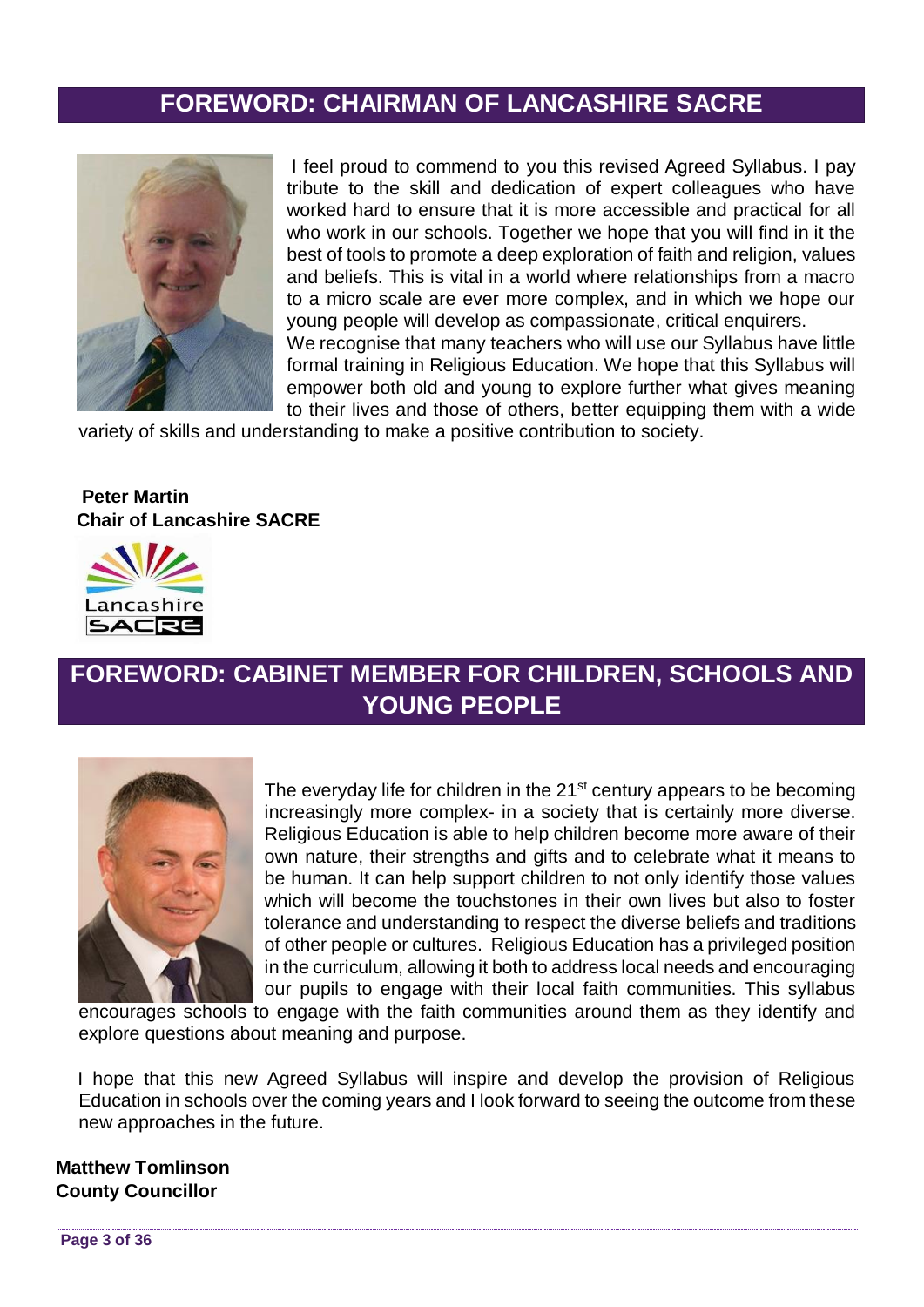## FOREWORD: CHAIRMAN OF LANCASHIRE SACRE

I feel proud to commend to you this revised Agreed Syllabus. I pay tribute to the skill and dedication of expert colleagues who have worked hard to ensure that it is more accessible and practical for all who work in our schools. Together we hope that you will find in it the best of tools to promote a deep exploration of faith and religion, values and beliefs. This is vital in a world where relationships from a macro to a micro scale are ever more complex, and in which we hope our young people will develop as compassionate, critical enquirers.

We recognise that many teachers who will use our Syllabus have little formal training in Religious Education. We hope that this Syllabus will empower both old and young to explore further what gives meaning to their lives and those of others, better equipping them with a wide variety of skills and understanding to make a positive contribution to society.

**Peter Martin**
**Chair of Lancashire SACRE**

## FOREWORD: CABINET MEMBER FOR CHILDREN, SCHOOLS AND YOUNG PEOPLE

The everyday life for children in the 21st century appears to be becoming increasingly more complex- in a society that is certainly more diverse. Religious Education is able to help children become more aware of their own nature, their strengths and gifts and to celebrate what it means to be human. It can help support children to not only identify those values which will become the touchstones in their own lives but also to foster tolerance and understanding to respect the diverse beliefs and traditions of other people or cultures. Religious Education has a privileged position in the curriculum, allowing it both to address local needs and encouraging our pupils to engage with their local faith communities. This syllabus encourages schools to engage with the faith communities around them as they identify and explore questions about meaning and purpose.

I hope that this new Agreed Syllabus will inspire and develop the provision of Religious Education in schools over the coming years and I look forward to seeing the outcome from these new approaches in the future.

**Matthew Tomlinson**
**County Councillor**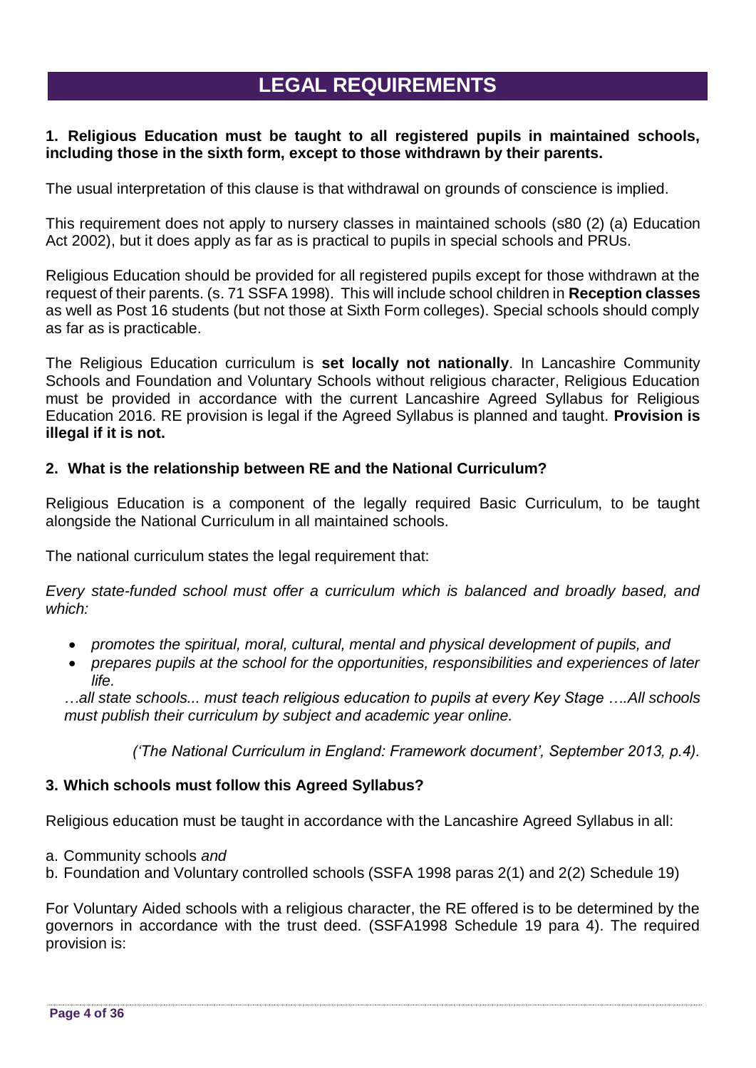# LEGAL REQUIREMENTS

**1. Religious Education must be taught to all registered pupils in maintained schools, including those in the sixth form, except to those withdrawn by their parents.**

The usual interpretation of this clause is that withdrawal on grounds of conscience is implied.

This requirement does not apply to nursery classes in maintained schools (s80 (2) (a) Education Act 2002), but it does apply as far as is practical to pupils in special schools and PRUs.

Religious Education should be provided for all registered pupils except for those withdrawn at the request of their parents. (s. 71 SSFA 1998). This will include school children in **Reception classes** as well as Post 16 students (but not those at Sixth Form colleges). Special schools should comply as far as is practicable.

The Religious Education curriculum is **set locally not nationally**. In Lancashire Community Schools and Foundation and Voluntary Schools without religious character, Religious Education must be provided in accordance with the current Lancashire Agreed Syllabus for Religious Education 2016. RE provision is legal if the Agreed Syllabus is planned and taught. **Provision is illegal if it is not.**

**2. What is the relationship between RE and the National Curriculum?**

Religious Education is a component of the legally required Basic Curriculum, to be taught alongside the National Curriculum in all maintained schools.

The national curriculum states the legal requirement that:

*Every state-funded school must offer a curriculum which is balanced and broadly based, and which:*

- *promotes the spiritual, moral, cultural, mental and physical development of pupils, and*
- *prepares pupils at the school for the opportunities, responsibilities and experiences of later life.*

*…all state schools... must teach religious education to pupils at every Key Stage ….All schools must publish their curriculum by subject and academic year online.*

*('The National Curriculum in England: Framework document', September 2013, p.4).*

**3. Which schools must follow this Agreed Syllabus?**

Religious education must be taught in accordance with the Lancashire Agreed Syllabus in all:

a. Community schools *and*
b. Foundation and Voluntary controlled schools (SSFA 1998 paras 2(1) and 2(2) Schedule 19)

For Voluntary Aided schools with a religious character, the RE offered is to be determined by the governors in accordance with the trust deed. (SSFA1998 Schedule 19 para 4). The required provision is: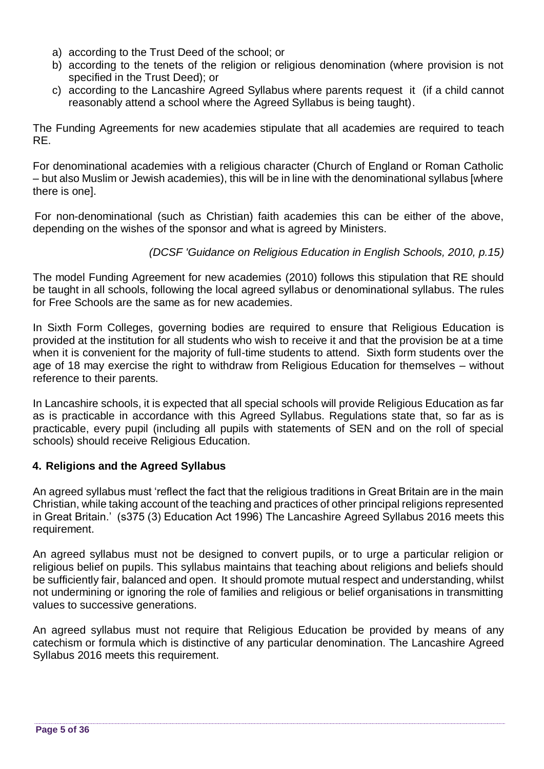a) according to the Trust Deed of the school; or
b) according to the tenets of the religion or religious denomination (where provision is not specified in the Trust Deed); or
c) according to the Lancashire Agreed Syllabus where parents request it (if a child cannot reasonably attend a school where the Agreed Syllabus is being taught).

The Funding Agreements for new academies stipulate that all academies are required to teach RE.

For denominational academies with a religious character (Church of England or Roman Catholic – but also Muslim or Jewish academies), this will be in line with the denominational syllabus [where there is one].

For non-denominational (such as Christian) faith academies this can be either of the above, depending on the wishes of the sponsor and what is agreed by Ministers.

*(DCSF 'Guidance on Religious Education in English Schools, 2010, p.15)*

The model Funding Agreement for new academies (2010) follows this stipulation that RE should be taught in all schools, following the local agreed syllabus or denominational syllabus. The rules for Free Schools are the same as for new academies.

In Sixth Form Colleges, governing bodies are required to ensure that Religious Education is provided at the institution for all students who wish to receive it and that the provision be at a time when it is convenient for the majority of full-time students to attend. Sixth form students over the age of 18 may exercise the right to withdraw from Religious Education for themselves – without reference to their parents.

In Lancashire schools, it is expected that all special schools will provide Religious Education as far as is practicable in accordance with this Agreed Syllabus. Regulations state that, so far as is practicable, every pupil (including all pupils with statements of SEN and on the roll of special schools) should receive Religious Education.

### 4. Religions and the Agreed Syllabus

An agreed syllabus must 'reflect the fact that the religious traditions in Great Britain are in the main Christian, while taking account of the teaching and practices of other principal religions represented in Great Britain.' (s375 (3) Education Act 1996) The Lancashire Agreed Syllabus 2016 meets this requirement.

An agreed syllabus must not be designed to convert pupils, or to urge a particular religion or religious belief on pupils. This syllabus maintains that teaching about religions and beliefs should be sufficiently fair, balanced and open. It should promote mutual respect and understanding, whilst not undermining or ignoring the role of families and religious or belief organisations in transmitting values to successive generations.

An agreed syllabus must not require that Religious Education be provided by means of any catechism or formula which is distinctive of any particular denomination. The Lancashire Agreed Syllabus 2016 meets this requirement.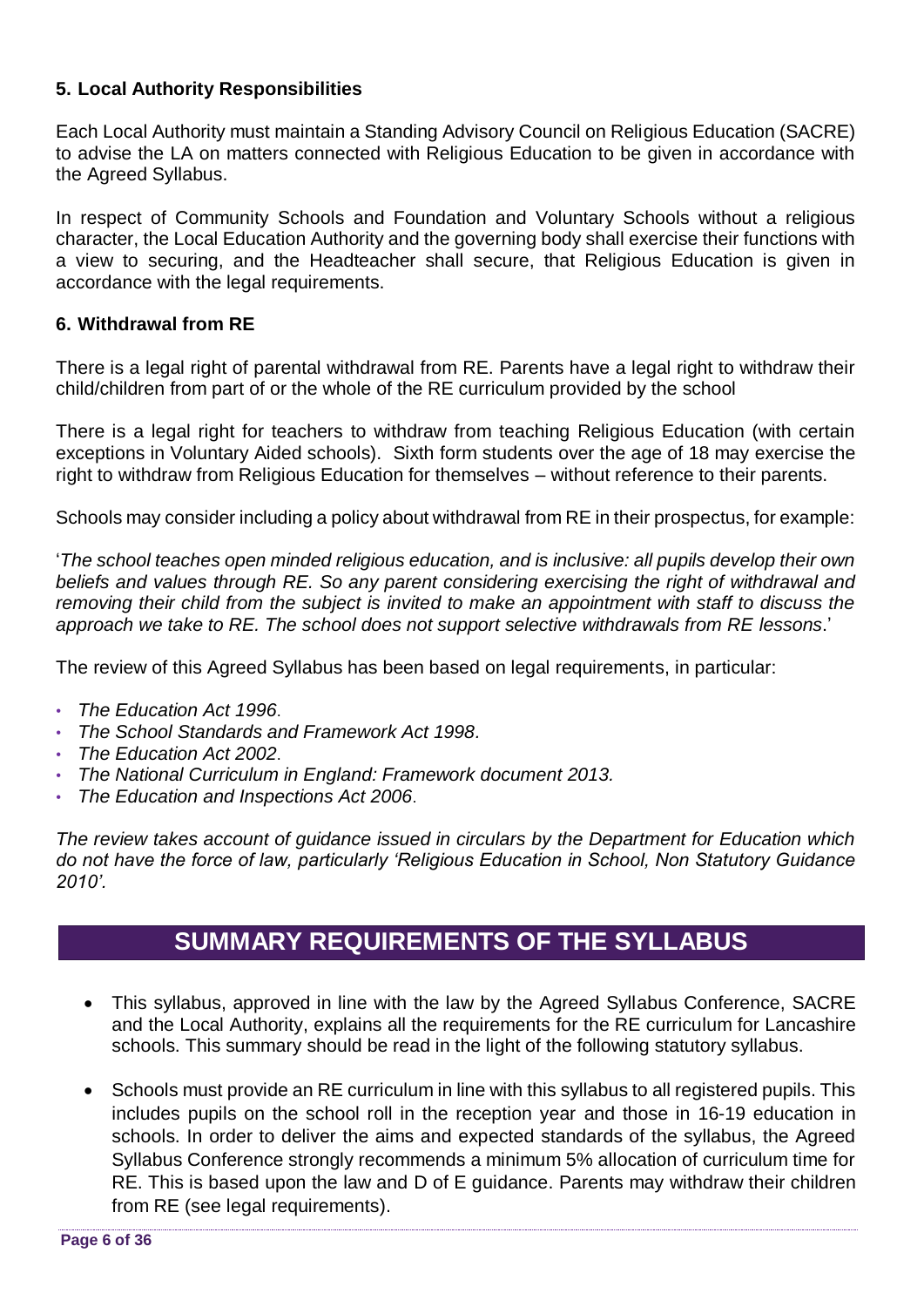### 5. Local Authority Responsibilities

Each Local Authority must maintain a Standing Advisory Council on Religious Education (SACRE) to advise the LA on matters connected with Religious Education to be given in accordance with the Agreed Syllabus.

In respect of Community Schools and Foundation and Voluntary Schools without a religious character, the Local Education Authority and the governing body shall exercise their functions with a view to securing, and the Headteacher shall secure, that Religious Education is given in accordance with the legal requirements.

### 6. Withdrawal from RE

There is a legal right of parental withdrawal from RE. Parents have a legal right to withdraw their child/children from part of or the whole of the RE curriculum provided by the school

There is a legal right for teachers to withdraw from teaching Religious Education (with certain exceptions in Voluntary Aided schools). Sixth form students over the age of 18 may exercise the right to withdraw from Religious Education for themselves – without reference to their parents.

Schools may consider including a policy about withdrawal from RE in their prospectus, for example:

'*The school teaches open minded religious education, and is inclusive: all pupils develop their own beliefs and values through RE. So any parent considering exercising the right of withdrawal and removing their child from the subject is invited to make an appointment with staff to discuss the approach we take to RE. The school does not support selective withdrawals from RE lessons*.'

The review of this Agreed Syllabus has been based on legal requirements, in particular:

- *The Education Act 1996*.
- *The School Standards and Framework Act 1998*.
- *The Education Act 2002*.
- *The National Curriculum in England: Framework document 2013.*
- *The Education and Inspections Act 2006*.

*The review takes account of guidance issued in circulars by the Department for Education which do not have the force of law, particularly 'Religious Education in School, Non Statutory Guidance 2010'.*

## SUMMARY REQUIREMENTS OF THE SYLLABUS

- This syllabus, approved in line with the law by the Agreed Syllabus Conference, SACRE and the Local Authority, explains all the requirements for the RE curriculum for Lancashire schools. This summary should be read in the light of the following statutory syllabus.
- Schools must provide an RE curriculum in line with this syllabus to all registered pupils. This includes pupils on the school roll in the reception year and those in 16-19 education in schools. In order to deliver the aims and expected standards of the syllabus, the Agreed Syllabus Conference strongly recommends a minimum 5% allocation of curriculum time for RE. This is based upon the law and D of E guidance. Parents may withdraw their children from RE (see legal requirements).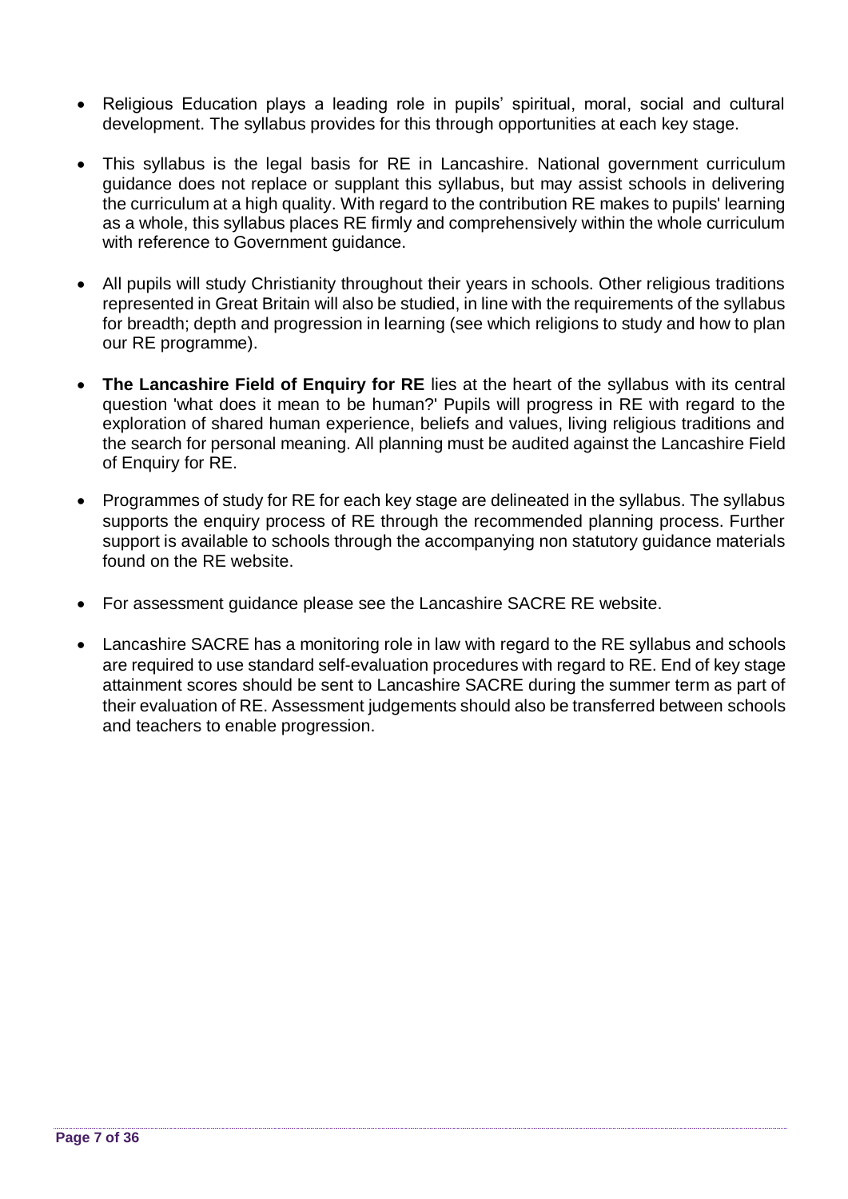- Religious Education plays a leading role in pupils' spiritual, moral, social and cultural development. The syllabus provides for this through opportunities at each key stage.

- This syllabus is the legal basis for RE in Lancashire. National government curriculum guidance does not replace or supplant this syllabus, but may assist schools in delivering the curriculum at a high quality. With regard to the contribution RE makes to pupils' learning as a whole, this syllabus places RE firmly and comprehensively within the whole curriculum with reference to Government guidance.

- All pupils will study Christianity throughout their years in schools. Other religious traditions represented in Great Britain will also be studied, in line with the requirements of the syllabus for breadth; depth and progression in learning (see which religions to study and how to plan our RE programme).

- **The Lancashire Field of Enquiry for RE** lies at the heart of the syllabus with its central question 'what does it mean to be human?' Pupils will progress in RE with regard to the exploration of shared human experience, beliefs and values, living religious traditions and the search for personal meaning. All planning must be audited against the Lancashire Field of Enquiry for RE.

- Programmes of study for RE for each key stage are delineated in the syllabus. The syllabus supports the enquiry process of RE through the recommended planning process. Further support is available to schools through the accompanying non statutory guidance materials found on the RE website.

- For assessment guidance please see the Lancashire SACRE RE website.

- Lancashire SACRE has a monitoring role in law with regard to the RE syllabus and schools are required to use standard self-evaluation procedures with regard to RE. End of key stage attainment scores should be sent to Lancashire SACRE during the summer term as part of their evaluation of RE. Assessment judgements should also be transferred between schools and teachers to enable progression.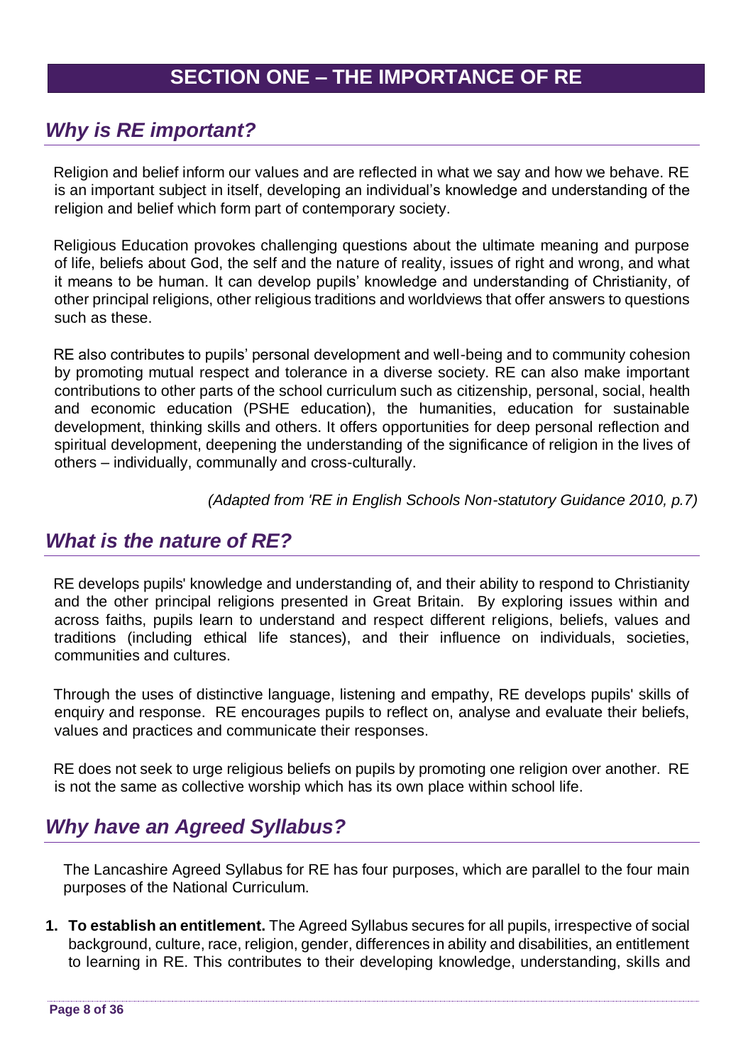# SECTION ONE – THE IMPORTANCE OF RE

## *Why is RE important?*

Religion and belief inform our values and are reflected in what we say and how we behave. RE is an important subject in itself, developing an individual's knowledge and understanding of the religion and belief which form part of contemporary society.

Religious Education provokes challenging questions about the ultimate meaning and purpose of life, beliefs about God, the self and the nature of reality, issues of right and wrong, and what it means to be human. It can develop pupils' knowledge and understanding of Christianity, of other principal religions, other religious traditions and worldviews that offer answers to questions such as these.

RE also contributes to pupils' personal development and well-being and to community cohesion by promoting mutual respect and tolerance in a diverse society. RE can also make important contributions to other parts of the school curriculum such as citizenship, personal, social, health and economic education (PSHE education), the humanities, education for sustainable development, thinking skills and others. It offers opportunities for deep personal reflection and spiritual development, deepening the understanding of the significance of religion in the lives of others – individually, communally and cross-culturally.

*(Adapted from 'RE in English Schools Non-statutory Guidance 2010, p.7)*

## *What is the nature of RE?*

RE develops pupils' knowledge and understanding of, and their ability to respond to Christianity and the other principal religions presented in Great Britain. By exploring issues within and across faiths, pupils learn to understand and respect different religions, beliefs, values and traditions (including ethical life stances), and their influence on individuals, societies, communities and cultures.

Through the uses of distinctive language, listening and empathy, RE develops pupils' skills of enquiry and response. RE encourages pupils to reflect on, analyse and evaluate their beliefs, values and practices and communicate their responses.

RE does not seek to urge religious beliefs on pupils by promoting one religion over another. RE is not the same as collective worship which has its own place within school life.

## *Why have an Agreed Syllabus?*

The Lancashire Agreed Syllabus for RE has four purposes, which are parallel to the four main purposes of the National Curriculum.

1. **To establish an entitlement.** The Agreed Syllabus secures for all pupils, irrespective of social background, culture, race, religion, gender, differences in ability and disabilities, an entitlement to learning in RE. This contributes to their developing knowledge, understanding, skills and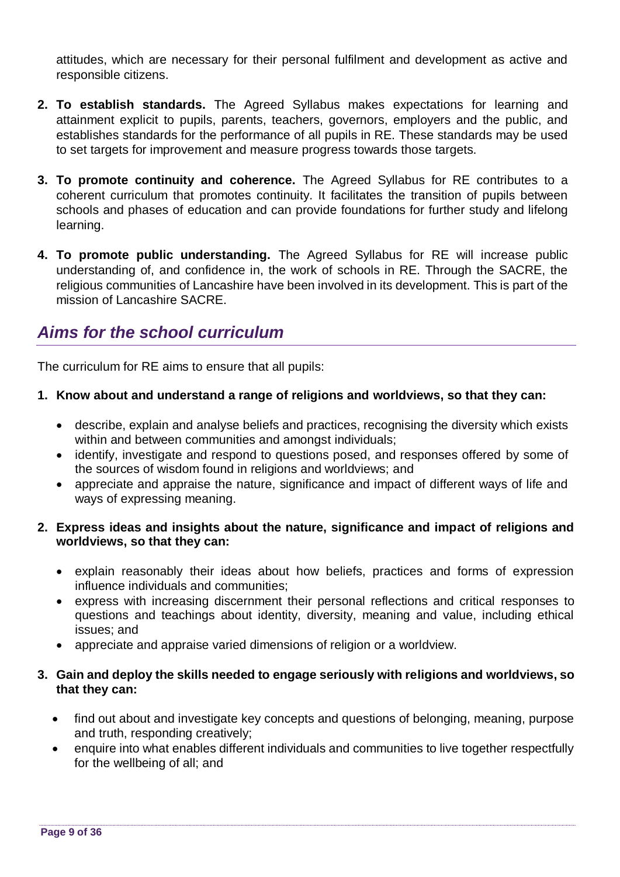attitudes, which are necessary for their personal fulfilment and development as active and responsible citizens.

2. **To establish standards.** The Agreed Syllabus makes expectations for learning and attainment explicit to pupils, parents, teachers, governors, employers and the public, and establishes standards for the performance of all pupils in RE. These standards may be used to set targets for improvement and measure progress towards those targets.

3. **To promote continuity and coherence.** The Agreed Syllabus for RE contributes to a coherent curriculum that promotes continuity. It facilitates the transition of pupils between schools and phases of education and can provide foundations for further study and lifelong learning.

4. **To promote public understanding.** The Agreed Syllabus for RE will increase public understanding of, and confidence in, the work of schools in RE. Through the SACRE, the religious communities of Lancashire have been involved in its development. This is part of the mission of Lancashire SACRE.

## *Aims for the school curriculum*

The curriculum for RE aims to ensure that all pupils:

1. **Know about and understand a range of religions and worldviews, so that they can:**
   - describe, explain and analyse beliefs and practices, recognising the diversity which exists within and between communities and amongst individuals;
   - identify, investigate and respond to questions posed, and responses offered by some of the sources of wisdom found in religions and worldviews; and
   - appreciate and appraise the nature, significance and impact of different ways of life and ways of expressing meaning.

2. **Express ideas and insights about the nature, significance and impact of religions and worldviews, so that they can:**
   - explain reasonably their ideas about how beliefs, practices and forms of expression influence individuals and communities;
   - express with increasing discernment their personal reflections and critical responses to questions and teachings about identity, diversity, meaning and value, including ethical issues; and
   - appreciate and appraise varied dimensions of religion or a worldview.

3. **Gain and deploy the skills needed to engage seriously with religions and worldviews, so that they can:**
   - find out about and investigate key concepts and questions of belonging, meaning, purpose and truth, responding creatively;
   - enquire into what enables different individuals and communities to live together respectfully for the wellbeing of all; and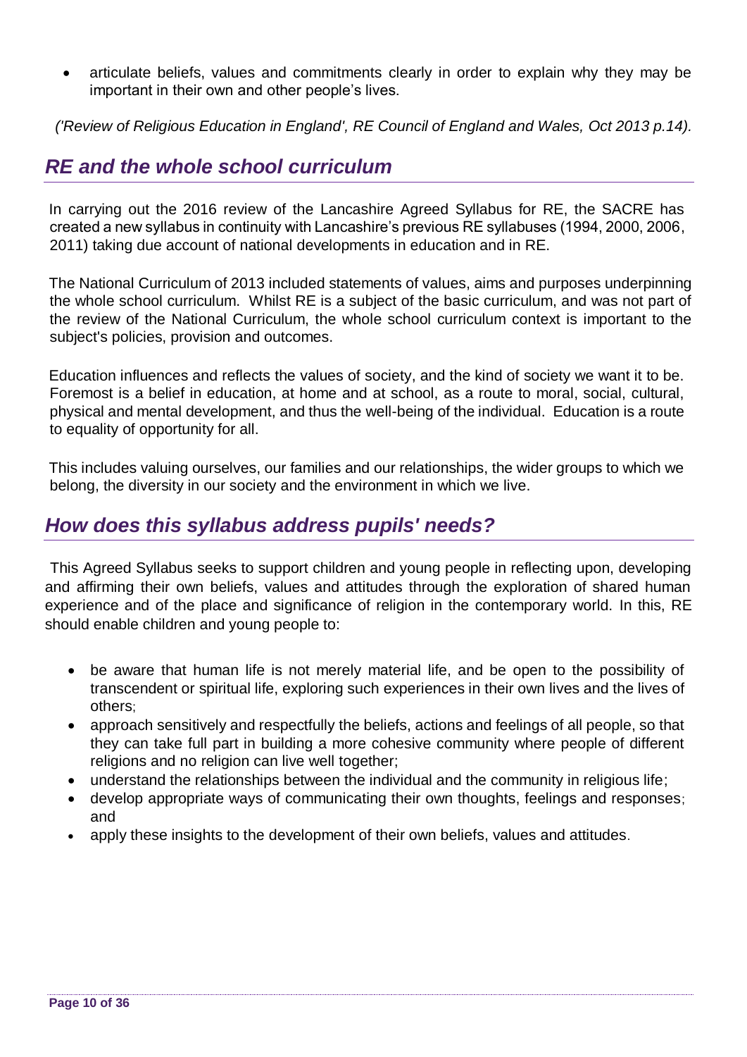- articulate beliefs, values and commitments clearly in order to explain why they may be important in their own and other people's lives.

*('Review of Religious Education in England', RE Council of England and Wales, Oct 2013 p.14).*

## *RE and the whole school curriculum*

In carrying out the 2016 review of the Lancashire Agreed Syllabus for RE, the SACRE has created a new syllabus in continuity with Lancashire's previous RE syllabuses (1994, 2000, 2006, 2011) taking due account of national developments in education and in RE.

The National Curriculum of 2013 included statements of values, aims and purposes underpinning the whole school curriculum. Whilst RE is a subject of the basic curriculum, and was not part of the review of the National Curriculum, the whole school curriculum context is important to the subject's policies, provision and outcomes.

Education influences and reflects the values of society, and the kind of society we want it to be. Foremost is a belief in education, at home and at school, as a route to moral, social, cultural, physical and mental development, and thus the well-being of the individual. Education is a route to equality of opportunity for all.

This includes valuing ourselves, our families and our relationships, the wider groups to which we belong, the diversity in our society and the environment in which we live.

## *How does this syllabus address pupils' needs?*

This Agreed Syllabus seeks to support children and young people in reflecting upon, developing and affirming their own beliefs, values and attitudes through the exploration of shared human experience and of the place and significance of religion in the contemporary world. In this, RE should enable children and young people to:

- be aware that human life is not merely material life, and be open to the possibility of transcendent or spiritual life, exploring such experiences in their own lives and the lives of others;
- approach sensitively and respectfully the beliefs, actions and feelings of all people, so that they can take full part in building a more cohesive community where people of different religions and no religion can live well together;
- understand the relationships between the individual and the community in religious life;
- develop appropriate ways of communicating their own thoughts, feelings and responses; and
- apply these insights to the development of their own beliefs, values and attitudes.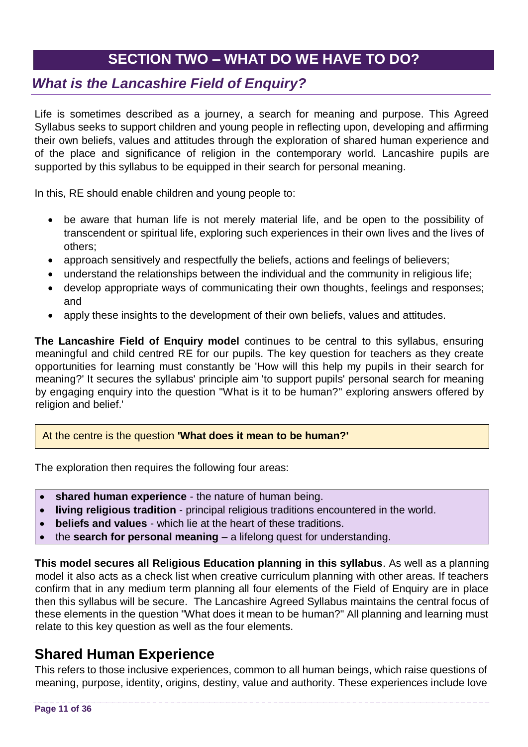# SECTION TWO – WHAT DO WE HAVE TO DO?

## *What is the Lancashire Field of Enquiry?*

Life is sometimes described as a journey, a search for meaning and purpose. This Agreed Syllabus seeks to support children and young people in reflecting upon, developing and affirming their own beliefs, values and attitudes through the exploration of shared human experience and of the place and significance of religion in the contemporary world. Lancashire pupils are supported by this syllabus to be equipped in their search for personal meaning.

In this, RE should enable children and young people to:

- be aware that human life is not merely material life, and be open to the possibility of transcendent or spiritual life, exploring such experiences in their own lives and the lives of others;
- approach sensitively and respectfully the beliefs, actions and feelings of believers;
- understand the relationships between the individual and the community in religious life;
- develop appropriate ways of communicating their own thoughts, feelings and responses; and
- apply these insights to the development of their own beliefs, values and attitudes.

**The Lancashire Field of Enquiry model** continues to be central to this syllabus, ensuring meaningful and child centred RE for our pupils. The key question for teachers as they create opportunities for learning must constantly be 'How will this help my pupils in their search for meaning?' It secures the syllabus' principle aim 'to support pupils' personal search for meaning by engaging enquiry into the question "What is it to be human?" exploring answers offered by religion and belief.'

At the centre is the question **'What does it mean to be human?'**

The exploration then requires the following four areas:

- **shared human experience** - the nature of human being.
- **living religious tradition** - principal religious traditions encountered in the world.
- **beliefs and values** - which lie at the heart of these traditions.
- the **search for personal meaning** – a lifelong quest for understanding.

**This model secures all Religious Education planning in this syllabus**. As well as a planning model it also acts as a check list when creative curriculum planning with other areas. If teachers confirm that in any medium term planning all four elements of the Field of Enquiry are in place then this syllabus will be secure. The Lancashire Agreed Syllabus maintains the central focus of these elements in the question "What does it mean to be human?" All planning and learning must relate to this key question as well as the four elements.

## Shared Human Experience

This refers to those inclusive experiences, common to all human beings, which raise questions of meaning, purpose, identity, origins, destiny, value and authority. These experiences include love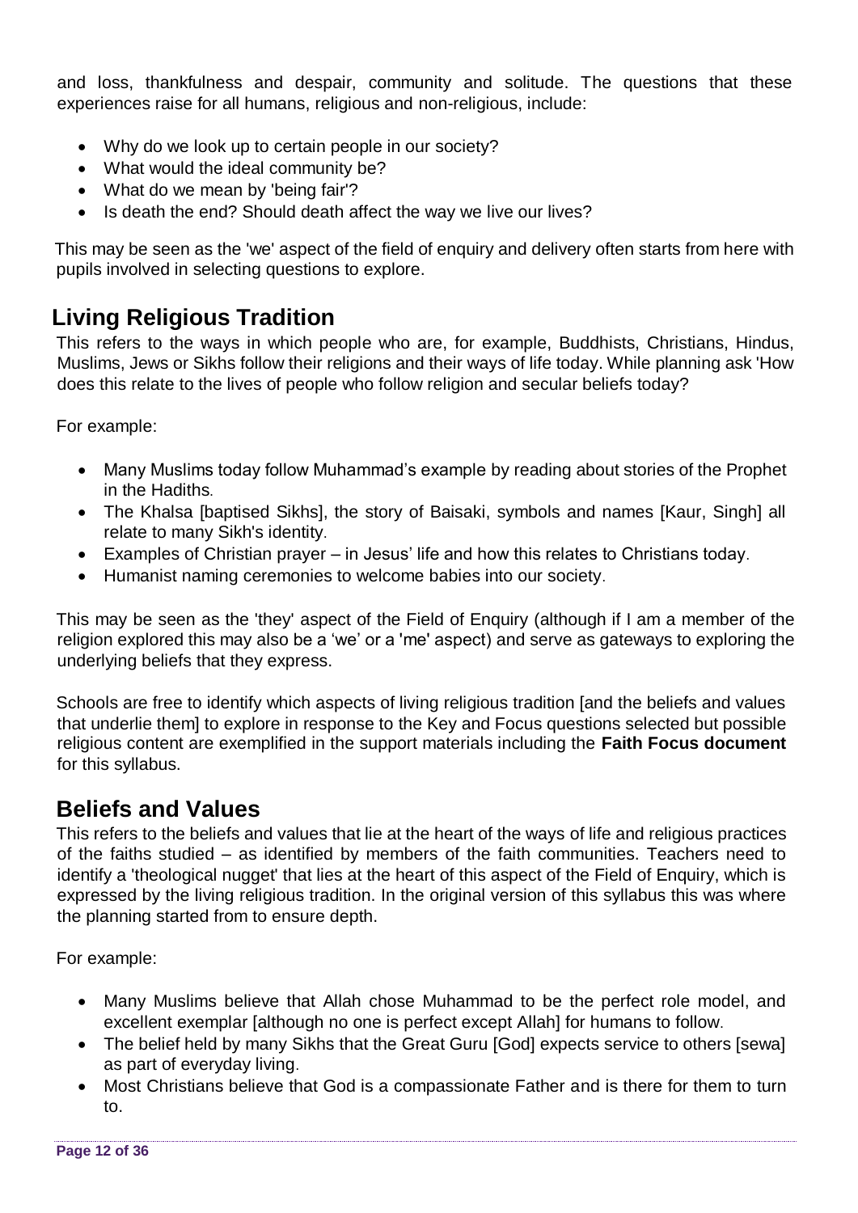and loss, thankfulness and despair, community and solitude. The questions that these experiences raise for all humans, religious and non-religious, include:

- Why do we look up to certain people in our society?
- What would the ideal community be?
- What do we mean by 'being fair'?
- Is death the end? Should death affect the way we live our lives?

This may be seen as the 'we' aspect of the field of enquiry and delivery often starts from here with pupils involved in selecting questions to explore.

## Living Religious Tradition

This refers to the ways in which people who are, for example, Buddhists, Christians, Hindus, Muslims, Jews or Sikhs follow their religions and their ways of life today. While planning ask 'How does this relate to the lives of people who follow religion and secular beliefs today?

For example:

- Many Muslims today follow Muhammad's example by reading about stories of the Prophet in the Hadiths.
- The Khalsa [baptised Sikhs], the story of Baisaki, symbols and names [Kaur, Singh] all relate to many Sikh's identity.
- Examples of Christian prayer – in Jesus' life and how this relates to Christians today.
- Humanist naming ceremonies to welcome babies into our society.

This may be seen as the 'they' aspect of the Field of Enquiry (although if I am a member of the religion explored this may also be a 'we' or a 'me' aspect) and serve as gateways to exploring the underlying beliefs that they express.

Schools are free to identify which aspects of living religious tradition [and the beliefs and values that underlie them] to explore in response to the Key and Focus questions selected but possible religious content are exemplified in the support materials including the **Faith Focus document** for this syllabus.

## Beliefs and Values

This refers to the beliefs and values that lie at the heart of the ways of life and religious practices of the faiths studied – as identified by members of the faith communities. Teachers need to identify a 'theological nugget' that lies at the heart of this aspect of the Field of Enquiry, which is expressed by the living religious tradition. In the original version of this syllabus this was where the planning started from to ensure depth.

For example:

- Many Muslims believe that Allah chose Muhammad to be the perfect role model, and excellent exemplar [although no one is perfect except Allah] for humans to follow.
- The belief held by many Sikhs that the Great Guru [God] expects service to others [sewa] as part of everyday living.
- Most Christians believe that God is a compassionate Father and is there for them to turn to.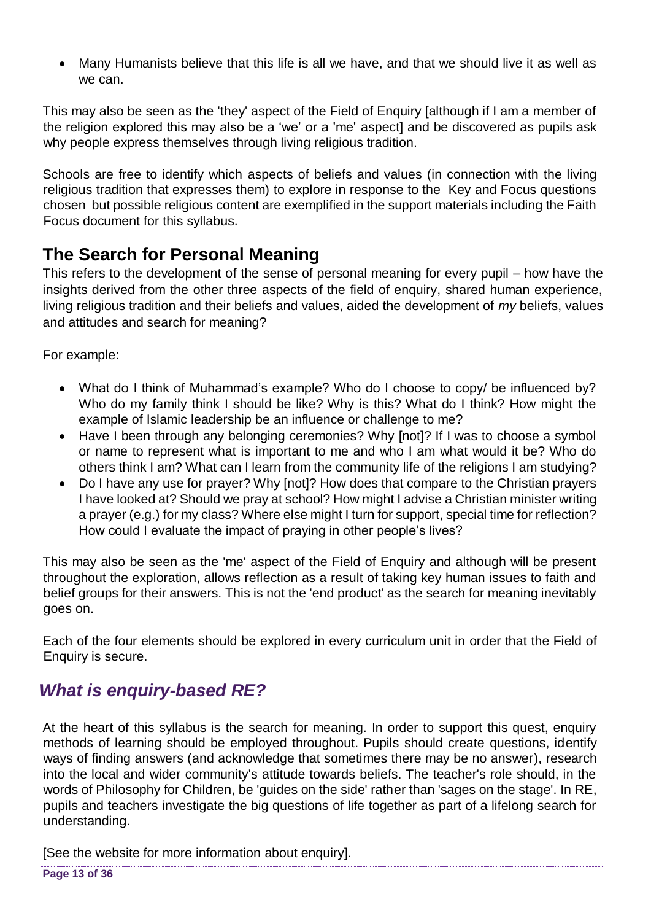- Many Humanists believe that this life is all we have, and that we should live it as well as we can.

This may also be seen as the 'they' aspect of the Field of Enquiry [although if I am a member of the religion explored this may also be a 'we' or a 'me' aspect] and be discovered as pupils ask why people express themselves through living religious tradition.

Schools are free to identify which aspects of beliefs and values (in connection with the living religious tradition that expresses them) to explore in response to the Key and Focus questions chosen but possible religious content are exemplified in the support materials including the Faith Focus document for this syllabus.

## The Search for Personal Meaning

This refers to the development of the sense of personal meaning for every pupil – how have the insights derived from the other three aspects of the field of enquiry, shared human experience, living religious tradition and their beliefs and values, aided the development of *my* beliefs, values and attitudes and search for meaning?

For example:

- What do I think of Muhammad's example? Who do I choose to copy/ be influenced by? Who do my family think I should be like? Why is this? What do I think? How might the example of Islamic leadership be an influence or challenge to me?
- Have I been through any belonging ceremonies? Why [not]? If I was to choose a symbol or name to represent what is important to me and who I am what would it be? Who do others think I am? What can I learn from the community life of the religions I am studying?
- Do I have any use for prayer? Why [not]? How does that compare to the Christian prayers I have looked at? Should we pray at school? How might I advise a Christian minister writing a prayer (e.g.) for my class? Where else might I turn for support, special time for reflection? How could I evaluate the impact of praying in other people's lives?

This may also be seen as the 'me' aspect of the Field of Enquiry and although will be present throughout the exploration, allows reflection as a result of taking key human issues to faith and belief groups for their answers. This is not the 'end product' as the search for meaning inevitably goes on.

Each of the four elements should be explored in every curriculum unit in order that the Field of Enquiry is secure.

## *What is enquiry-based RE?*

At the heart of this syllabus is the search for meaning. In order to support this quest, enquiry methods of learning should be employed throughout. Pupils should create questions, identify ways of finding answers (and acknowledge that sometimes there may be no answer), research into the local and wider community's attitude towards beliefs. The teacher's role should, in the words of Philosophy for Children, be 'guides on the side' rather than 'sages on the stage'. In RE, pupils and teachers investigate the big questions of life together as part of a lifelong search for understanding.

[See the website for more information about enquiry].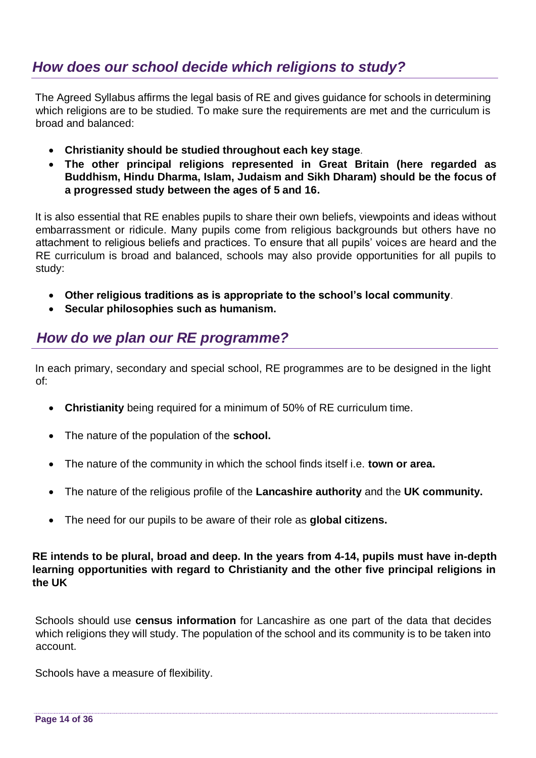## *How does our school decide which religions to study?*

The Agreed Syllabus affirms the legal basis of RE and gives guidance for schools in determining which religions are to be studied. To make sure the requirements are met and the curriculum is broad and balanced:

- **Christianity should be studied throughout each key stage**.
- **The other principal religions represented in Great Britain (here regarded as Buddhism, Hindu Dharma, Islam, Judaism and Sikh Dharam) should be the focus of a progressed study between the ages of 5 and 16.**

It is also essential that RE enables pupils to share their own beliefs, viewpoints and ideas without embarrassment or ridicule. Many pupils come from religious backgrounds but others have no attachment to religious beliefs and practices. To ensure that all pupils' voices are heard and the RE curriculum is broad and balanced, schools may also provide opportunities for all pupils to study:

- **Other religious traditions as is appropriate to the school's local community**.
- **Secular philosophies such as humanism.**

## *How do we plan our RE programme?*

In each primary, secondary and special school, RE programmes are to be designed in the light of:

- **Christianity** being required for a minimum of 50% of RE curriculum time.
- The nature of the population of the **school.**
- The nature of the community in which the school finds itself i.e. **town or area.**
- The nature of the religious profile of the **Lancashire authority** and the **UK community.**
- The need for our pupils to be aware of their role as **global citizens.**

**RE intends to be plural, broad and deep. In the years from 4-14, pupils must have in-depth learning opportunities with regard to Christianity and the other five principal religions in the UK**

Schools should use **census information** for Lancashire as one part of the data that decides which religions they will study. The population of the school and its community is to be taken into account.

Schools have a measure of flexibility.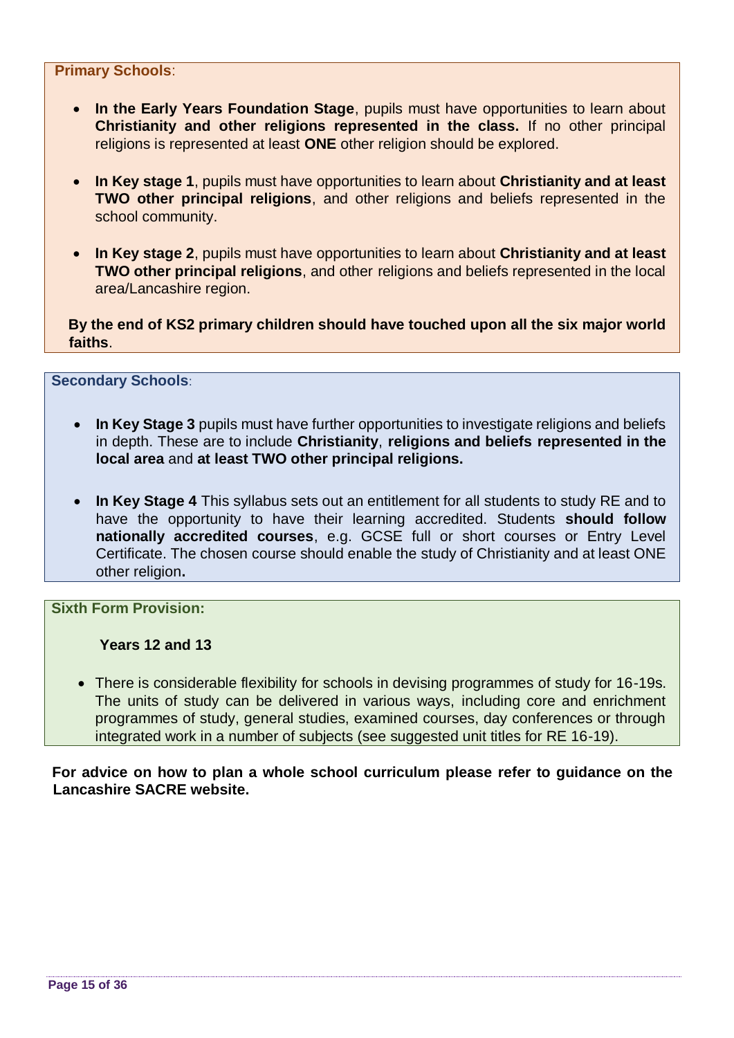**Primary Schools**:

- **In the Early Years Foundation Stage**, pupils must have opportunities to learn about **Christianity and other religions represented in the class.** If no other principal religions is represented at least **ONE** other religion should be explored.
- **In Key stage 1**, pupils must have opportunities to learn about **Christianity and at least TWO other principal religions**, and other religions and beliefs represented in the school community.
- **In Key stage 2**, pupils must have opportunities to learn about **Christianity and at least TWO other principal religions**, and other religions and beliefs represented in the local area/Lancashire region.

**By the end of KS2 primary children should have touched upon all the six major world faiths**.

**Secondary Schools**:

- **In Key Stage 3** pupils must have further opportunities to investigate religions and beliefs in depth. These are to include **Christianity**, **religions and beliefs represented in the local area** and **at least TWO other principal religions.**
- **In Key Stage 4** This syllabus sets out an entitlement for all students to study RE and to have the opportunity to have their learning accredited. Students **should follow nationally accredited courses**, e.g. GCSE full or short courses or Entry Level Certificate. The chosen course should enable the study of Christianity and at least ONE other religion**.**

**Sixth Form Provision:**

**Years 12 and 13**

- There is considerable flexibility for schools in devising programmes of study for 16-19s. The units of study can be delivered in various ways, including core and enrichment programmes of study, general studies, examined courses, day conferences or through integrated work in a number of subjects (see suggested unit titles for RE 16-19).

**For advice on how to plan a whole school curriculum please refer to guidance on the Lancashire SACRE website.**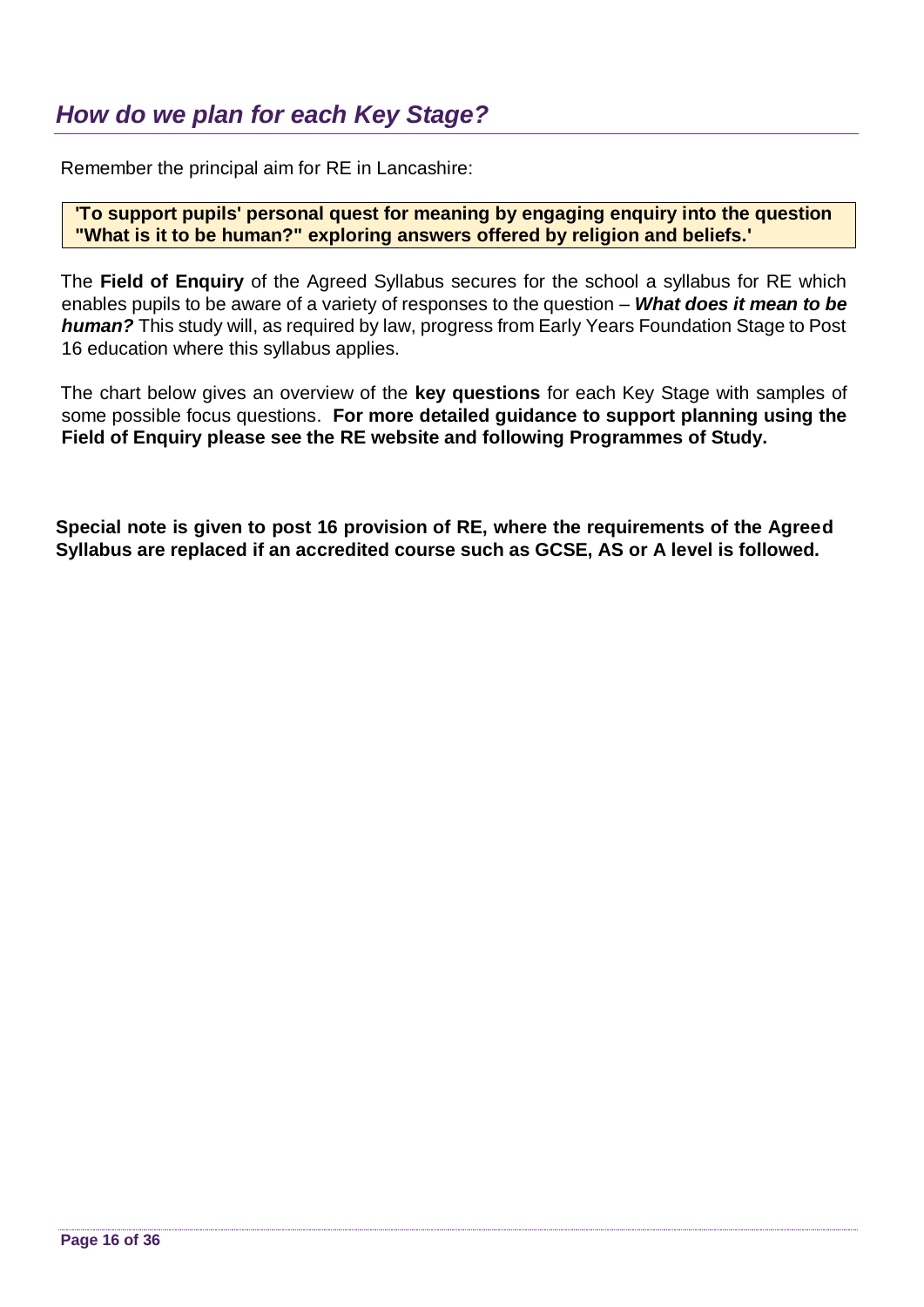## *How do we plan for each Key Stage?*

Remember the principal aim for RE in Lancashire:

> **'To support pupils' personal quest for meaning by engaging enquiry into the question "What is it to be human?" exploring answers offered by religion and beliefs.'**

The **Field of Enquiry** of the Agreed Syllabus secures for the school a syllabus for RE which enables pupils to be aware of a variety of responses to the question – ***What does it mean to be human?*** This study will, as required by law, progress from Early Years Foundation Stage to Post 16 education where this syllabus applies.

The chart below gives an overview of the **key questions** for each Key Stage with samples of some possible focus questions. **For more detailed guidance to support planning using the Field of Enquiry please see the RE website and following Programmes of Study.**

**Special note is given to post 16 provision of RE, where the requirements of the Agreed Syllabus are replaced if an accredited course such as GCSE, AS or A level is followed.**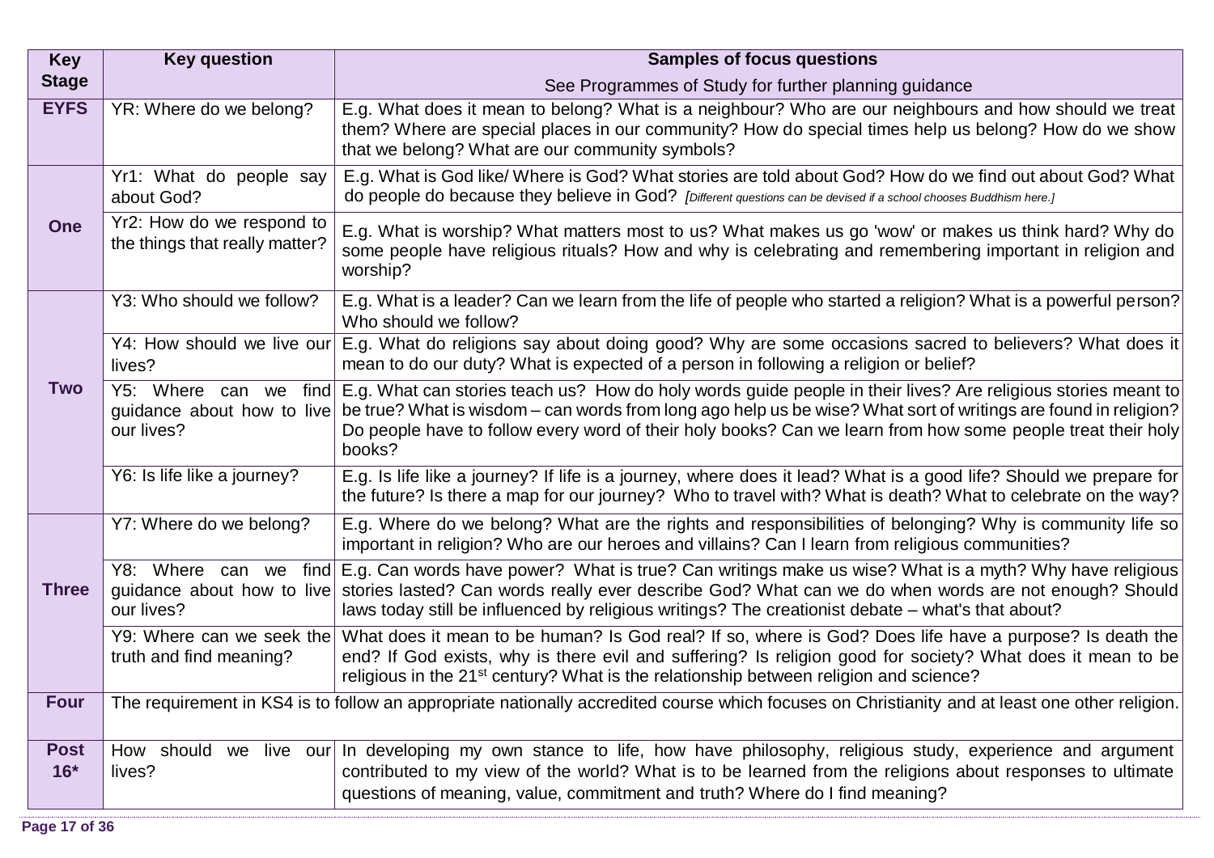| Key Stage | Key question | Samples of focus questions<br>See Programmes of Study for further planning guidance |
|---|---|---|
| **EYFS** | YR: Where do we belong? | E.g. What does it mean to belong? What is a neighbour? Who are our neighbours and how should we treat them? Where are special places in our community? How do special times help us belong? How do we show that we belong? What are our community symbols? |
| **One** | Yr1: What do people say about God? | E.g. What is God like/ Where is God? What stories are told about God? How do we find out about God? What do people do because they believe in God? *[Different questions can be devised if a school chooses Buddhism here.]* |
| | Yr2: How do we respond to the things that really matter? | E.g. What is worship? What matters most to us? What makes us go 'wow' or makes us think hard? Why do some people have religious rituals? How and why is celebrating and remembering important in religion and worship? |
| **Two** | Y3: Who should we follow? | E.g. What is a leader? Can we learn from the life of people who started a religion? What is a powerful person? Who should we follow? |
| | Y4: How should we live our lives? | E.g. What do religions say about doing good? Why are some occasions sacred to believers? What does it mean to do our duty? What is expected of a person in following a religion or belief? |
| | Y5: Where can we find guidance about how to live our lives? | E.g. What can stories teach us? How do holy words guide people in their lives? Are religious stories meant to be true? What is wisdom – can words from long ago help us be wise? What sort of writings are found in religion? Do people have to follow every word of their holy books? Can we learn from how some people treat their holy books? |
| | Y6: Is life like a journey? | E.g. Is life like a journey? If life is a journey, where does it lead? What is a good life? Should we prepare for the future? Is there a map for our journey? Who to travel with? What is death? What to celebrate on the way? |
| **Three** | Y7: Where do we belong? | E.g. Where do we belong? What are the rights and responsibilities of belonging? Why is community life so important in religion? Who are our heroes and villains? Can I learn from religious communities? |
| | Y8: Where can we find guidance about how to live our lives? | E.g. Can words have power? What is true? Can writings make us wise? What is a myth? Why have religious stories lasted? Can words really ever describe God? What can we do when words are not enough? Should laws today still be influenced by religious writings? The creationist debate – what's that about? |
| | Y9: Where can we seek the truth and find meaning? | What does it mean to be human? Is God real? If so, where is God? Does life have a purpose? Is death the end? If God exists, why is there evil and suffering? Is religion good for society? What does it mean to be religious in the 21st century? What is the relationship between religion and science? |
| **Four** | The requirement in KS4 is to follow an appropriate nationally accredited course which focuses on Christianity and at least one other religion. | |
| **Post 16*** | How should we live our lives? | In developing my own stance to life, how have philosophy, religious study, experience and argument contributed to my view of the world? What is to be learned from the religions about responses to ultimate questions of meaning, value, commitment and truth? Where do I find meaning? |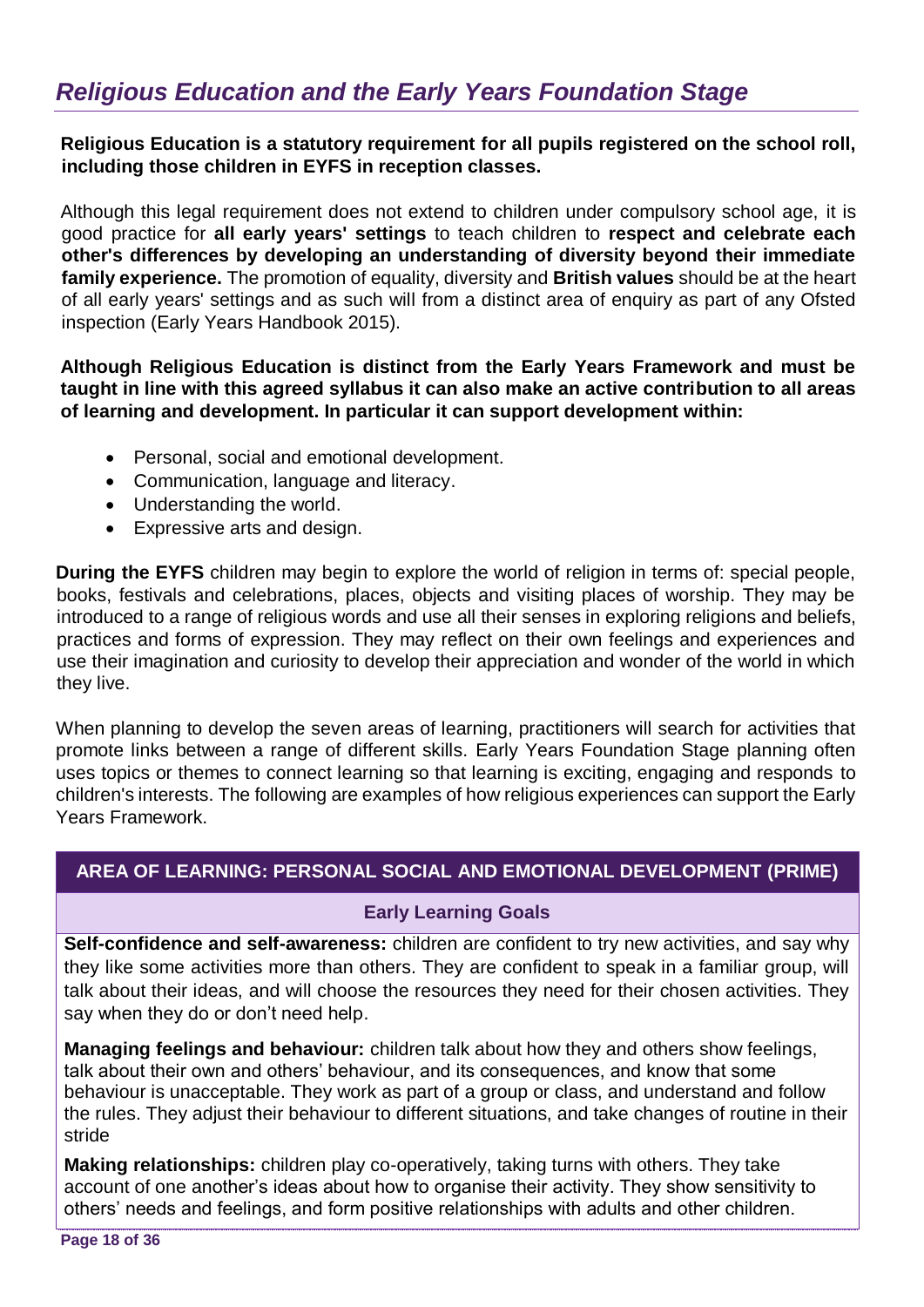## *Religious Education and the Early Years Foundation Stage*

**Religious Education is a statutory requirement for all pupils registered on the school roll, including those children in EYFS in reception classes.**

Although this legal requirement does not extend to children under compulsory school age, it is good practice for **all early years' settings** to teach children to **respect and celebrate each other's differences by developing an understanding of diversity beyond their immediate family experience.** The promotion of equality, diversity and **British values** should be at the heart of all early years' settings and as such will from a distinct area of enquiry as part of any Ofsted inspection (Early Years Handbook 2015).

**Although Religious Education is distinct from the Early Years Framework and must be taught in line with this agreed syllabus it can also make an active contribution to all areas of learning and development. In particular it can support development within:**

- Personal, social and emotional development.
- Communication, language and literacy.
- Understanding the world.
- Expressive arts and design.

**During the EYFS** children may begin to explore the world of religion in terms of: special people, books, festivals and celebrations, places, objects and visiting places of worship. They may be introduced to a range of religious words and use all their senses in exploring religions and beliefs, practices and forms of expression. They may reflect on their own feelings and experiences and use their imagination and curiosity to develop their appreciation and wonder of the world in which they live.

When planning to develop the seven areas of learning, practitioners will search for activities that promote links between a range of different skills. Early Years Foundation Stage planning often uses topics or themes to connect learning so that learning is exciting, engaging and responds to children's interests. The following are examples of how religious experiences can support the Early Years Framework.

| AREA OF LEARNING: PERSONAL SOCIAL AND EMOTIONAL DEVELOPMENT (PRIME) |
|---|
| **Early Learning Goals** |
| **Self-confidence and self-awareness:** children are confident to try new activities, and say why they like some activities more than others. They are confident to speak in a familiar group, will talk about their ideas, and will choose the resources they need for their chosen activities. They say when they do or don't need help. |
| **Managing feelings and behaviour:** children talk about how they and others show feelings, talk about their own and others' behaviour, and its consequences, and know that some behaviour is unacceptable. They work as part of a group or class, and understand and follow the rules. They adjust their behaviour to different situations, and take changes of routine in their stride |
| **Making relationships:** children play co-operatively, taking turns with others. They take account of one another's ideas about how to organise their activity. They show sensitivity to others' needs and feelings, and form positive relationships with adults and other children. |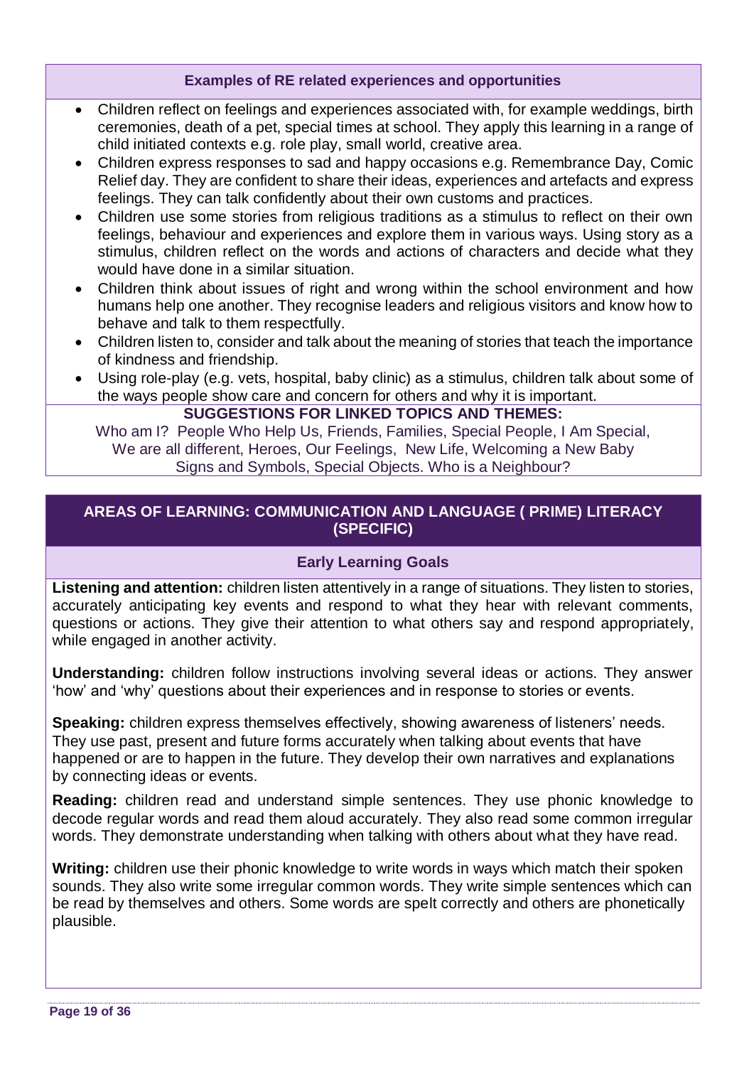### Examples of RE related experiences and opportunities

- Children reflect on feelings and experiences associated with, for example weddings, birth ceremonies, death of a pet, special times at school. They apply this learning in a range of child initiated contexts e.g. role play, small world, creative area.
- Children express responses to sad and happy occasions e.g. Remembrance Day, Comic Relief day. They are confident to share their ideas, experiences and artefacts and express feelings. They can talk confidently about their own customs and practices.
- Children use some stories from religious traditions as a stimulus to reflect on their own feelings, behaviour and experiences and explore them in various ways. Using story as a stimulus, children reflect on the words and actions of characters and decide what they would have done in a similar situation.
- Children think about issues of right and wrong within the school environment and how humans help one another. They recognise leaders and religious visitors and know how to behave and talk to them respectfully.
- Children listen to, consider and talk about the meaning of stories that teach the importance of kindness and friendship.
- Using role-play (e.g. vets, hospital, baby clinic) as a stimulus, children talk about some of the ways people show care and concern for others and why it is important.

**SUGGESTIONS FOR LINKED TOPICS AND THEMES:**

Who am I? People Who Help Us, Friends, Families, Special People, I Am Special, We are all different, Heroes, Our Feelings, New Life, Welcoming a New Baby Signs and Symbols, Special Objects. Who is a Neighbour?

## AREAS OF LEARNING: COMMUNICATION AND LANGUAGE ( PRIME) LITERACY (SPECIFIC)

### Early Learning Goals

**Listening and attention:** children listen attentively in a range of situations. They listen to stories, accurately anticipating key events and respond to what they hear with relevant comments, questions or actions. They give their attention to what others say and respond appropriately, while engaged in another activity.

**Understanding:** children follow instructions involving several ideas or actions. They answer 'how' and 'why' questions about their experiences and in response to stories or events.

**Speaking:** children express themselves effectively, showing awareness of listeners' needs. They use past, present and future forms accurately when talking about events that have happened or are to happen in the future. They develop their own narratives and explanations by connecting ideas or events.

**Reading:** children read and understand simple sentences. They use phonic knowledge to decode regular words and read them aloud accurately. They also read some common irregular words. They demonstrate understanding when talking with others about what they have read.

**Writing:** children use their phonic knowledge to write words in ways which match their spoken sounds. They also write some irregular common words. They write simple sentences which can be read by themselves and others. Some words are spelt correctly and others are phonetically plausible.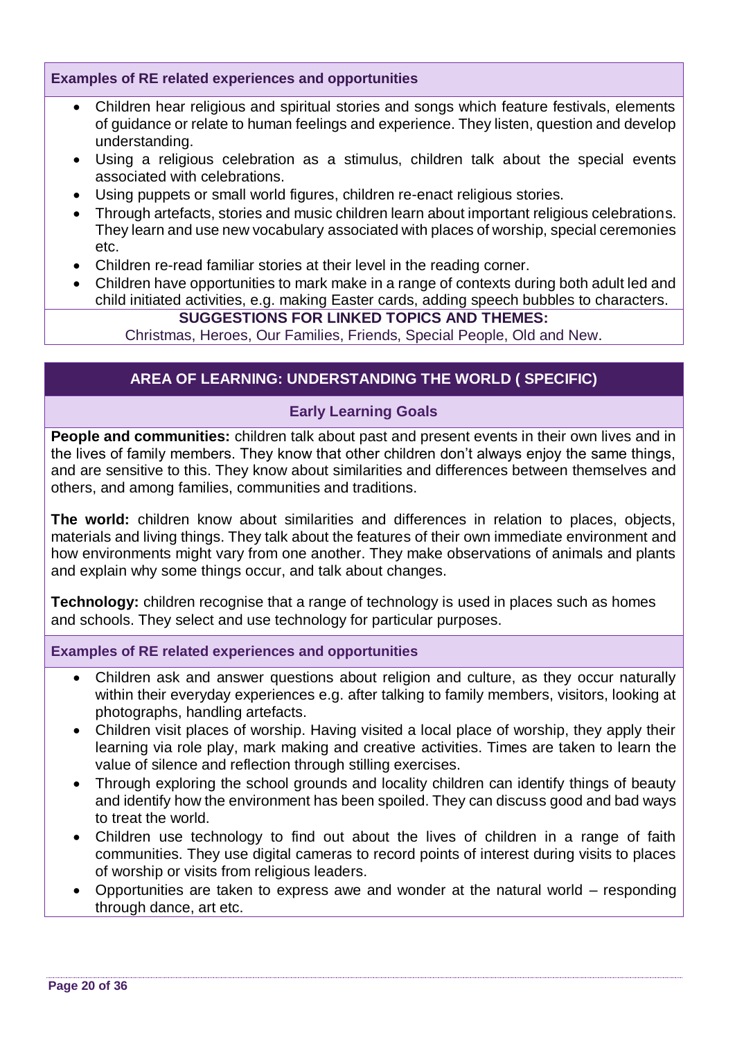**Examples of RE related experiences and opportunities**

- Children hear religious and spiritual stories and songs which feature festivals, elements of guidance or relate to human feelings and experience. They listen, question and develop understanding.
- Using a religious celebration as a stimulus, children talk about the special events associated with celebrations.
- Using puppets or small world figures, children re-enact religious stories.
- Through artefacts, stories and music children learn about important religious celebrations. They learn and use new vocabulary associated with places of worship, special ceremonies etc.
- Children re-read familiar stories at their level in the reading corner.
- Children have opportunities to mark make in a range of contexts during both adult led and child initiated activities, e.g. making Easter cards, adding speech bubbles to characters.

**SUGGESTIONS FOR LINKED TOPICS AND THEMES:**

Christmas, Heroes, Our Families, Friends, Special People, Old and New.

## AREA OF LEARNING: UNDERSTANDING THE WORLD ( SPECIFIC)

### Early Learning Goals

**People and communities:** children talk about past and present events in their own lives and in the lives of family members. They know that other children don't always enjoy the same things, and are sensitive to this. They know about similarities and differences between themselves and others, and among families, communities and traditions.

**The world:** children know about similarities and differences in relation to places, objects, materials and living things. They talk about the features of their own immediate environment and how environments might vary from one another. They make observations of animals and plants and explain why some things occur, and talk about changes.

**Technology:** children recognise that a range of technology is used in places such as homes and schools. They select and use technology for particular purposes.

**Examples of RE related experiences and opportunities**

- Children ask and answer questions about religion and culture, as they occur naturally within their everyday experiences e.g. after talking to family members, visitors, looking at photographs, handling artefacts.
- Children visit places of worship. Having visited a local place of worship, they apply their learning via role play, mark making and creative activities. Times are taken to learn the value of silence and reflection through stilling exercises.
- Through exploring the school grounds and locality children can identify things of beauty and identify how the environment has been spoiled. They can discuss good and bad ways to treat the world.
- Children use technology to find out about the lives of children in a range of faith communities. They use digital cameras to record points of interest during visits to places of worship or visits from religious leaders.
- Opportunities are taken to express awe and wonder at the natural world – responding through dance, art etc.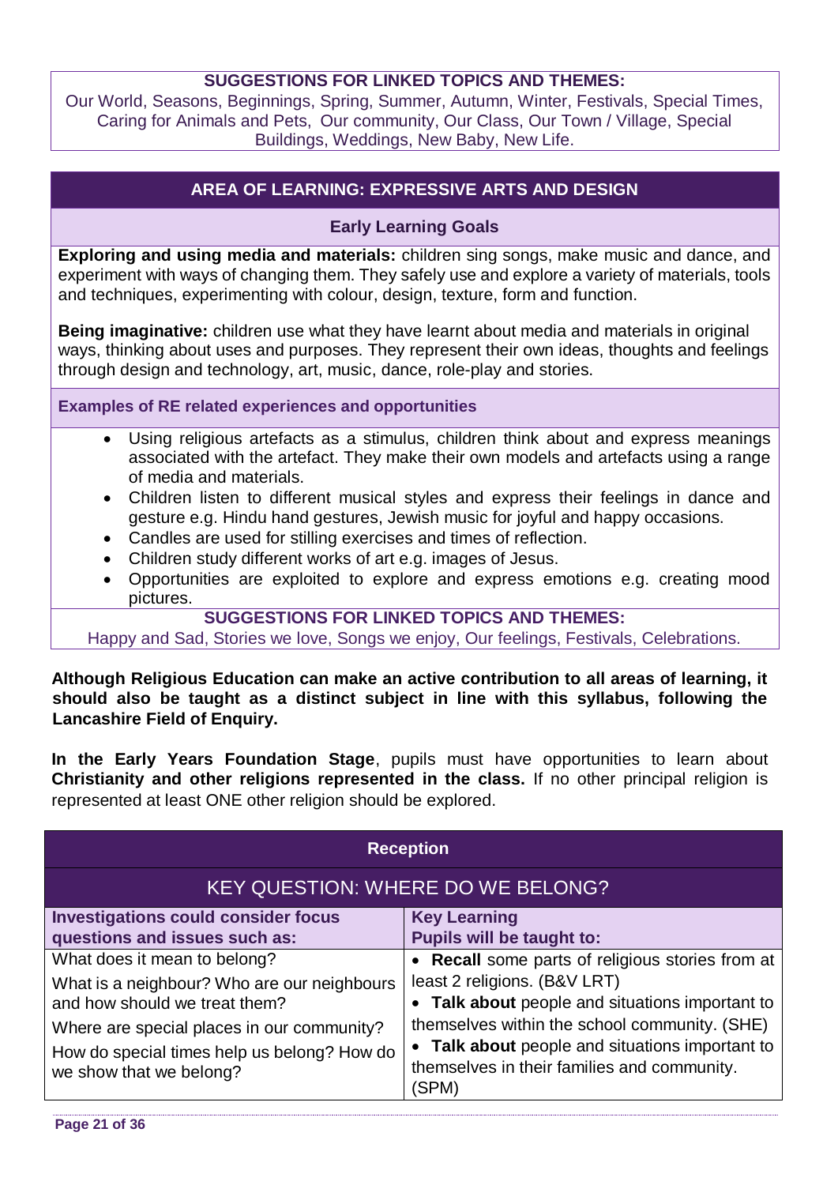**SUGGESTIONS FOR LINKED TOPICS AND THEMES:**
Our World, Seasons, Beginnings, Spring, Summer, Autumn, Winter, Festivals, Special Times, Caring for Animals and Pets, Our community, Our Class, Our Town / Village, Special Buildings, Weddings, New Baby, New Life.

## AREA OF LEARNING: EXPRESSIVE ARTS AND DESIGN

### Early Learning Goals

**Exploring and using media and materials:** children sing songs, make music and dance, and experiment with ways of changing them. They safely use and explore a variety of materials, tools and techniques, experimenting with colour, design, texture, form and function.

**Being imaginative:** children use what they have learnt about media and materials in original ways, thinking about uses and purposes. They represent their own ideas, thoughts and feelings through design and technology, art, music, dance, role-play and stories.

**Examples of RE related experiences and opportunities**

- Using religious artefacts as a stimulus, children think about and express meanings associated with the artefact. They make their own models and artefacts using a range of media and materials.
- Children listen to different musical styles and express their feelings in dance and gesture e.g. Hindu hand gestures, Jewish music for joyful and happy occasions.
- Candles are used for stilling exercises and times of reflection.
- Children study different works of art e.g. images of Jesus.
- Opportunities are exploited to explore and express emotions e.g. creating mood pictures.

**SUGGESTIONS FOR LINKED TOPICS AND THEMES:**
Happy and Sad, Stories we love, Songs we enjoy, Our feelings, Festivals, Celebrations.

**Although Religious Education can make an active contribution to all areas of learning, it should also be taught as a distinct subject in line with this syllabus, following the Lancashire Field of Enquiry.**

**In the Early Years Foundation Stage**, pupils must have opportunities to learn about **Christianity and other religions represented in the class.** If no other principal religion is represented at least ONE other religion should be explored.

## Reception

### KEY QUESTION: WHERE DO WE BELONG?

| Investigations could consider focus questions and issues such as: | Key Learning<br>Pupils will be taught to: |
|---|---|
| What does it mean to belong?<br>What is a neighbour? Who are our neighbours and how should we treat them?<br>Where are special places in our community?<br>How do special times help us belong? How do we show that we belong? | • **Recall** some parts of religious stories from at least 2 religions. (B&V LRT)<br>• **Talk about** people and situations important to themselves within the school community. (SHE)<br>• **Talk about** people and situations important to themselves in their families and community. (SPM) |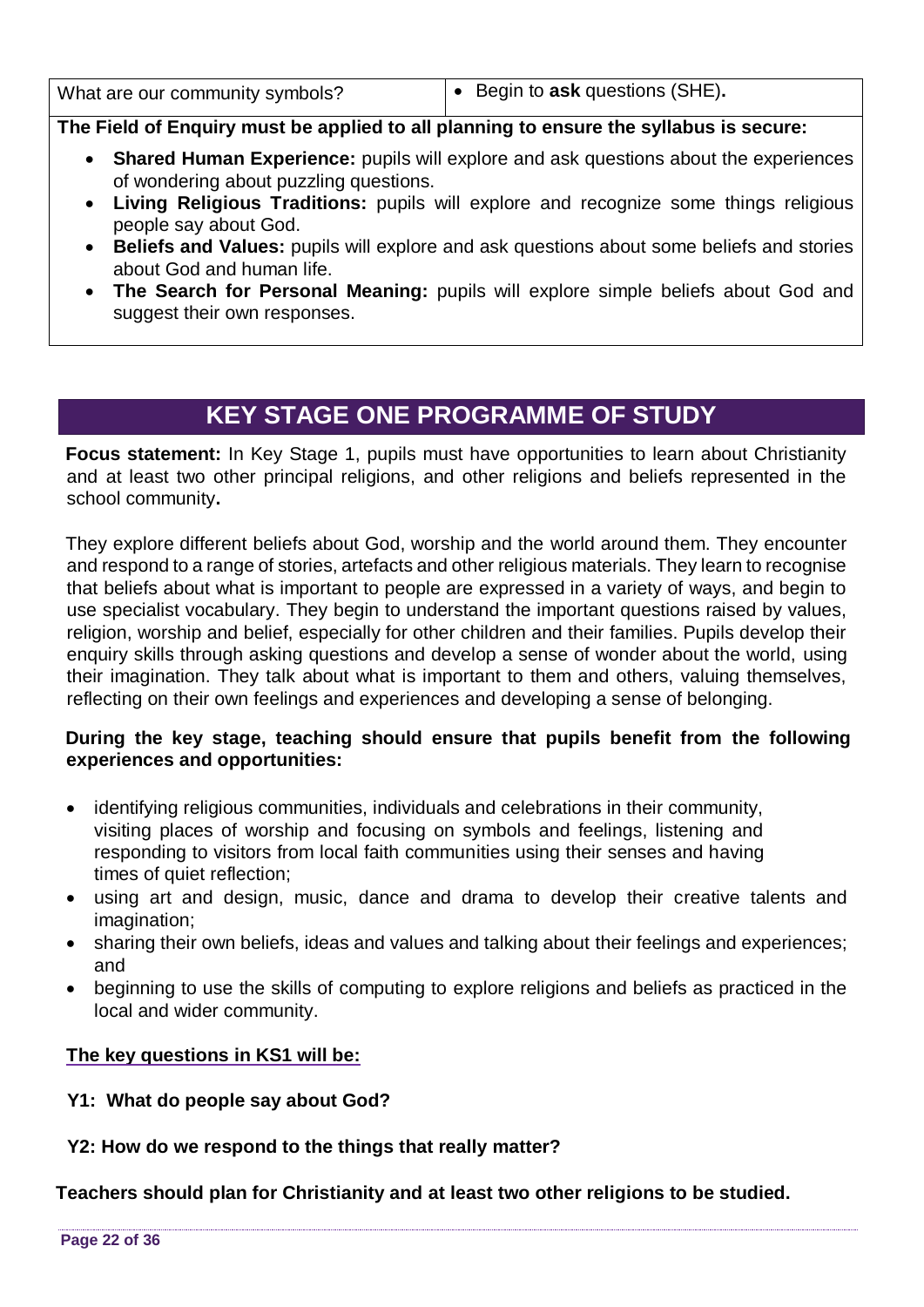| What are our community symbols? | • Begin to **ask** questions (SHE)**.** |
|---|---|

**The Field of Enquiry must be applied to all planning to ensure the syllabus is secure:**

- **Shared Human Experience:** pupils will explore and ask questions about the experiences of wondering about puzzling questions.
- **Living Religious Traditions:** pupils will explore and recognize some things religious people say about God.
- **Beliefs and Values:** pupils will explore and ask questions about some beliefs and stories about God and human life.
- **The Search for Personal Meaning:** pupils will explore simple beliefs about God and suggest their own responses.

# KEY STAGE ONE PROGRAMME OF STUDY

**Focus statement:** In Key Stage 1, pupils must have opportunities to learn about Christianity and at least two other principal religions, and other religions and beliefs represented in the school community**.**

They explore different beliefs about God, worship and the world around them. They encounter and respond to a range of stories, artefacts and other religious materials. They learn to recognise that beliefs about what is important to people are expressed in a variety of ways, and begin to use specialist vocabulary. They begin to understand the important questions raised by values, religion, worship and belief, especially for other children and their families. Pupils develop their enquiry skills through asking questions and develop a sense of wonder about the world, using their imagination. They talk about what is important to them and others, valuing themselves, reflecting on their own feelings and experiences and developing a sense of belonging.

**During the key stage, teaching should ensure that pupils benefit from the following experiences and opportunities:**

- identifying religious communities, individuals and celebrations in their community, visiting places of worship and focusing on symbols and feelings, listening and responding to visitors from local faith communities using their senses and having times of quiet reflection;
- using art and design, music, dance and drama to develop their creative talents and imagination;
- sharing their own beliefs, ideas and values and talking about their feelings and experiences; and
- beginning to use the skills of computing to explore religions and beliefs as practiced in the local and wider community.

**The key questions in KS1 will be:**

**Y1: What do people say about God?**

**Y2: How do we respond to the things that really matter?**

**Teachers should plan for Christianity and at least two other religions to be studied.**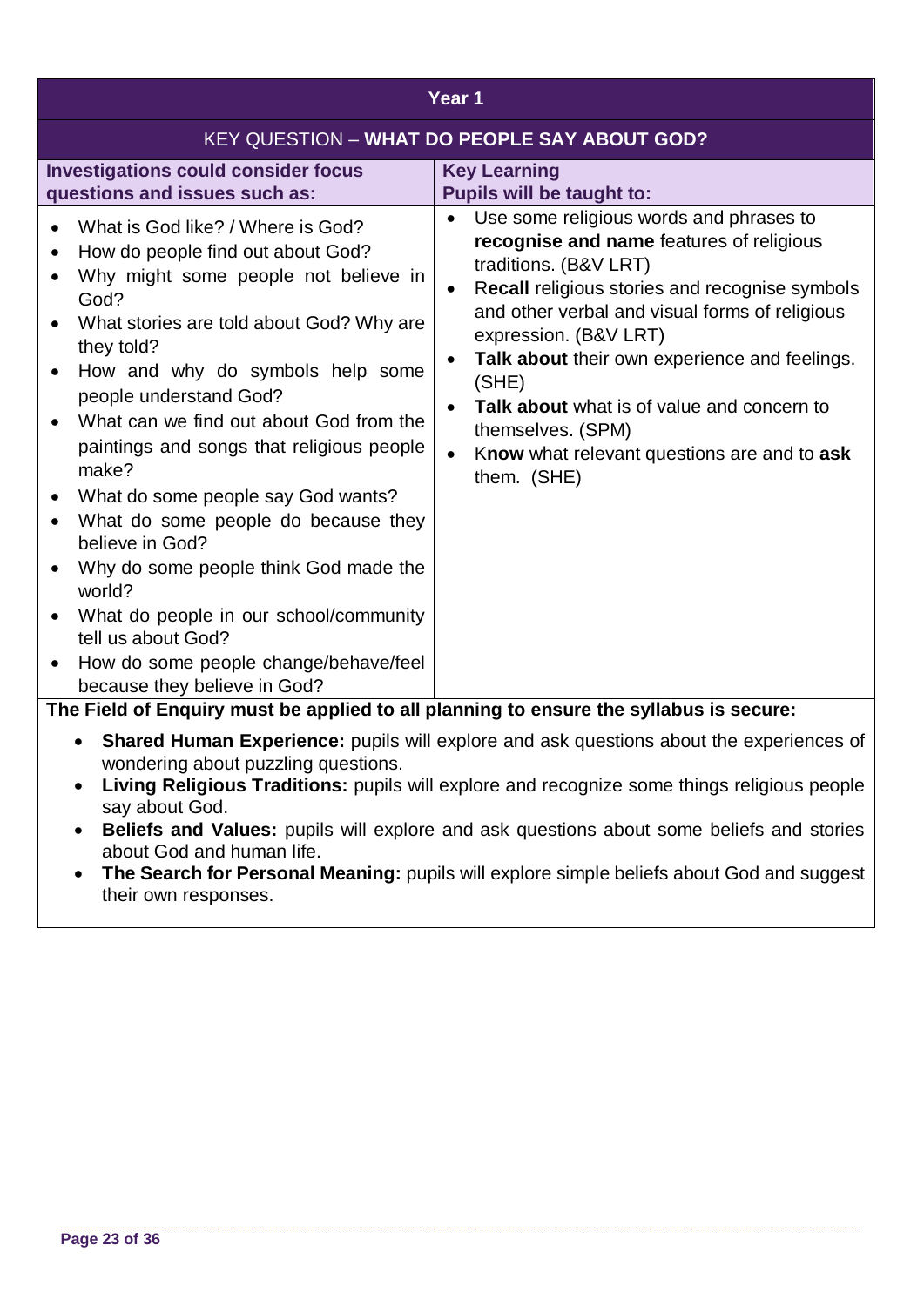| Year 1 | |
|---|---|
| KEY QUESTION – **WHAT DO PEOPLE SAY ABOUT GOD?** | |
| **Investigations could consider focus questions and issues such as:** | **Key Learning**<br>**Pupils will be taught to:** |
| • What is God like? / Where is God?<br>• How do people find out about God?<br>• Why might some people not believe in God?<br>• What stories are told about God? Why are they told?<br>• How and why do symbols help some people understand God?<br>• What can we find out about God from the paintings and songs that religious people make?<br>• What do some people say God wants?<br>• What do some people do because they believe in God?<br>• Why do some people think God made the world?<br>• What do people in our school/community tell us about God?<br>• How do some people change/behave/feel because they believe in God? | • Use some religious words and phrases to **recognise and name** features of religious traditions. (B&V LRT)<br>• R**ecall** religious stories and recognise symbols and other verbal and visual forms of religious expression. (B&V LRT)<br>• **Talk about** their own experience and feelings. (SHE)<br>• **Talk about** what is of value and concern to themselves. (SPM)<br>• K**now** what relevant questions are and to **ask** them. (SHE) |

**The Field of Enquiry must be applied to all planning to ensure the syllabus is secure:**

- **Shared Human Experience:** pupils will explore and ask questions about the experiences of wondering about puzzling questions.
- **Living Religious Traditions:** pupils will explore and recognize some things religious people say about God.
- **Beliefs and Values:** pupils will explore and ask questions about some beliefs and stories about God and human life.
- **The Search for Personal Meaning:** pupils will explore simple beliefs about God and suggest their own responses.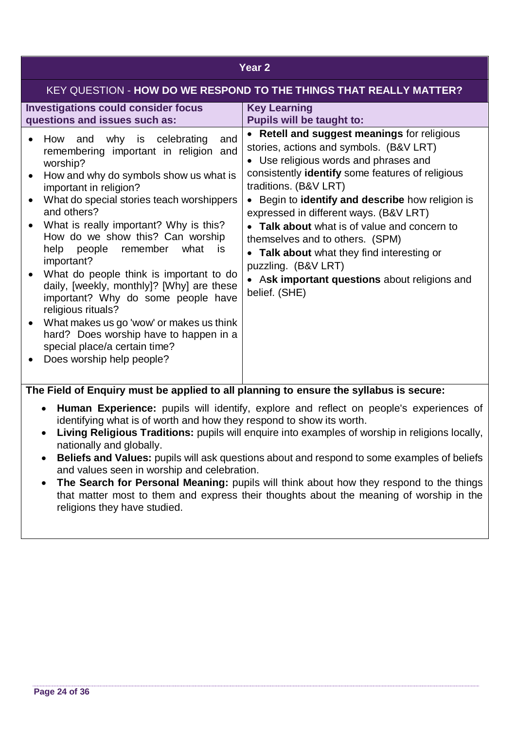## Year 2

### KEY QUESTION - **HOW DO WE RESPOND TO THE THINGS THAT REALLY MATTER?**

| **Investigations could consider focus questions and issues such as:** | **Key Learning**<br>**Pupils will be taught to:** |
| --- | --- |
| • How and why is celebrating and remembering important in religion and worship?<br>• How and why do symbols show us what is important in religion?<br>• What do special stories teach worshippers and others?<br>• What is really important? Why is this? How do we show this? Can worship help people remember what is important?<br>• What do people think is important to do daily, [weekly, monthly]? [Why] are these important? Why do some people have religious rituals?<br>• What makes us go 'wow' or makes us think hard? Does worship have to happen in a special place/a certain time?<br>• Does worship help people? | • **Retell and suggest meanings** for religious stories, actions and symbols. (B&V LRT)<br>• Use religious words and phrases and consistently **identify** some features of religious traditions. (B&V LRT)<br>• Begin to **identify and describe** how religion is expressed in different ways. (B&V LRT)<br>• **Talk about** what is of value and concern to themselves and to others. (SPM)<br>• **Talk about** what they find interesting or puzzling. (B&V LRT)<br>• A**sk important questions** about religions and belief. (SHE) |

**The Field of Enquiry must be applied to all planning to ensure the syllabus is secure:**

- **Human Experience:** pupils will identify, explore and reflect on people's experiences of identifying what is of worth and how they respond to show its worth.
- **Living Religious Traditions:** pupils will enquire into examples of worship in religions locally, nationally and globally.
- **Beliefs and Values:** pupils will ask questions about and respond to some examples of beliefs and values seen in worship and celebration.
- **The Search for Personal Meaning:** pupils will think about how they respond to the things that matter most to them and express their thoughts about the meaning of worship in the religions they have studied.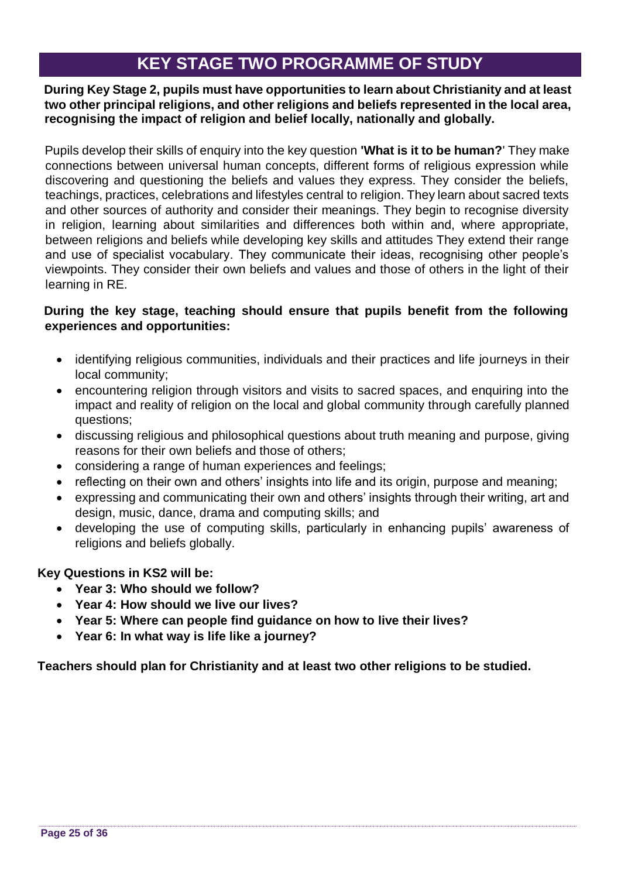# KEY STAGE TWO PROGRAMME OF STUDY

**During Key Stage 2, pupils must have opportunities to learn about Christianity and at least two other principal religions, and other religions and beliefs represented in the local area, recognising the impact of religion and belief locally, nationally and globally.**

Pupils develop their skills of enquiry into the key question **'What is it to be human?**' They make connections between universal human concepts, different forms of religious expression while discovering and questioning the beliefs and values they express. They consider the beliefs, teachings, practices, celebrations and lifestyles central to religion. They learn about sacred texts and other sources of authority and consider their meanings. They begin to recognise diversity in religion, learning about similarities and differences both within and, where appropriate, between religions and beliefs while developing key skills and attitudes They extend their range and use of specialist vocabulary. They communicate their ideas, recognising other people's viewpoints. They consider their own beliefs and values and those of others in the light of their learning in RE.

**During the key stage, teaching should ensure that pupils benefit from the following experiences and opportunities:**

- identifying religious communities, individuals and their practices and life journeys in their local community;
- encountering religion through visitors and visits to sacred spaces, and enquiring into the impact and reality of religion on the local and global community through carefully planned questions;
- discussing religious and philosophical questions about truth meaning and purpose, giving reasons for their own beliefs and those of others;
- considering a range of human experiences and feelings;
- reflecting on their own and others' insights into life and its origin, purpose and meaning;
- expressing and communicating their own and others' insights through their writing, art and design, music, dance, drama and computing skills; and
- developing the use of computing skills, particularly in enhancing pupils' awareness of religions and beliefs globally.

**Key Questions in KS2 will be:**

- **Year 3: Who should we follow?**
- **Year 4: How should we live our lives?**
- **Year 5: Where can people find guidance on how to live their lives?**
- **Year 6: In what way is life like a journey?**

**Teachers should plan for Christianity and at least two other religions to be studied.**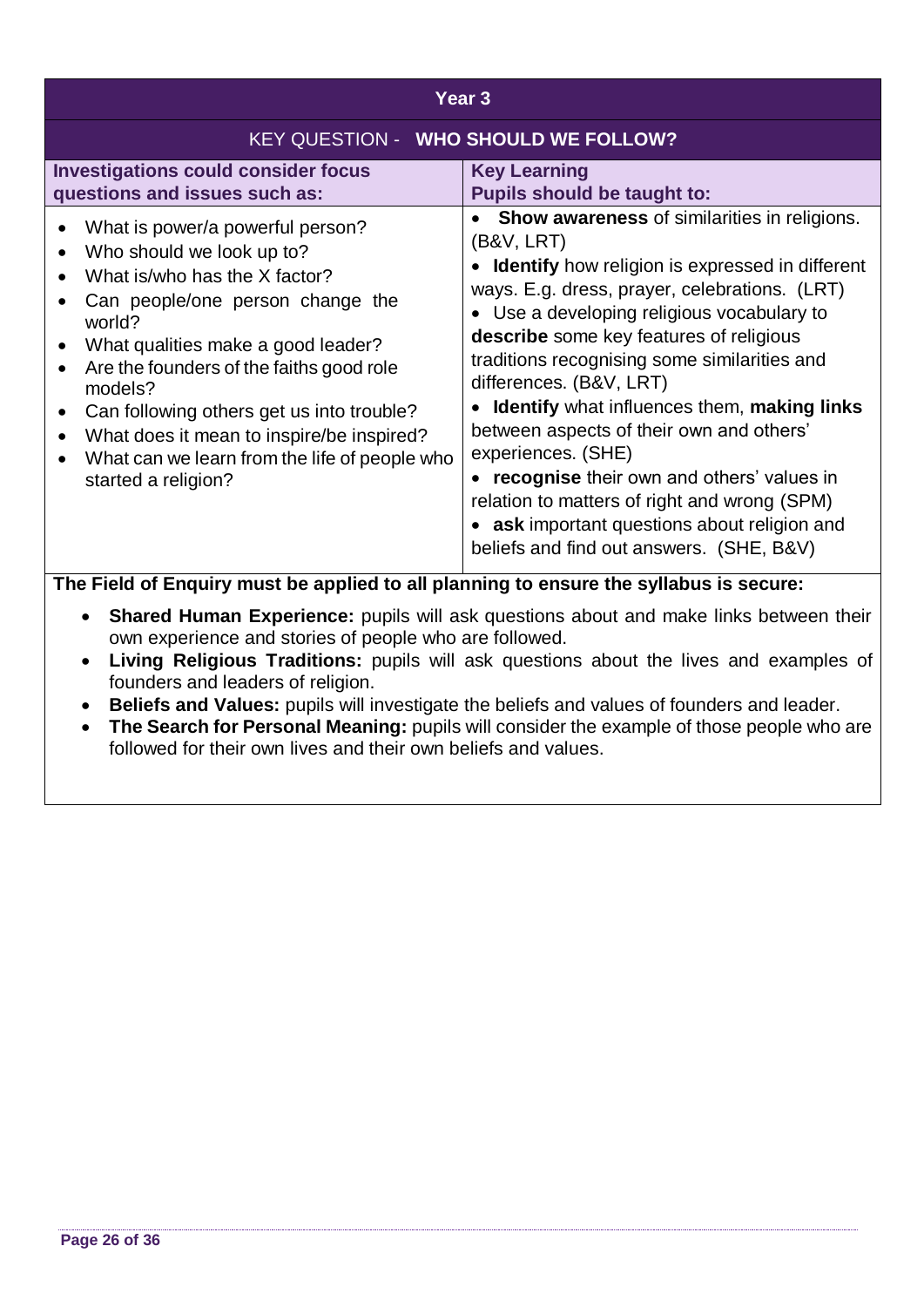## Year 3

### KEY QUESTION - **WHO SHOULD WE FOLLOW?**

| Investigations could consider focus questions and issues such as: | Key Learning<br>Pupils should be taught to: |
|---|---|
| • What is power/a powerful person?<br>• Who should we look up to?<br>• What is/who has the X factor?<br>• Can people/one person change the world?<br>• What qualities make a good leader?<br>• Are the founders of the faiths good role models?<br>• Can following others get us into trouble?<br>• What does it mean to inspire/be inspired?<br>• What can we learn from the life of people who started a religion? | • **Show awareness** of similarities in religions. (B&V, LRT)<br>• **Identify** how religion is expressed in different ways. E.g. dress, prayer, celebrations. (LRT)<br>• Use a developing religious vocabulary to **describe** some key features of religious traditions recognising some similarities and differences. (B&V, LRT)<br>• **Identify** what influences them, **making links** between aspects of their own and others' experiences. (SHE)<br>• **recognise** their own and others' values in relation to matters of right and wrong (SPM)<br>• **ask** important questions about religion and beliefs and find out answers. (SHE, B&V) |

**The Field of Enquiry must be applied to all planning to ensure the syllabus is secure:**

- **Shared Human Experience:** pupils will ask questions about and make links between their own experience and stories of people who are followed.
- **Living Religious Traditions:** pupils will ask questions about the lives and examples of founders and leaders of religion.
- **Beliefs and Values:** pupils will investigate the beliefs and values of founders and leader.
- **The Search for Personal Meaning:** pupils will consider the example of those people who are followed for their own lives and their own beliefs and values.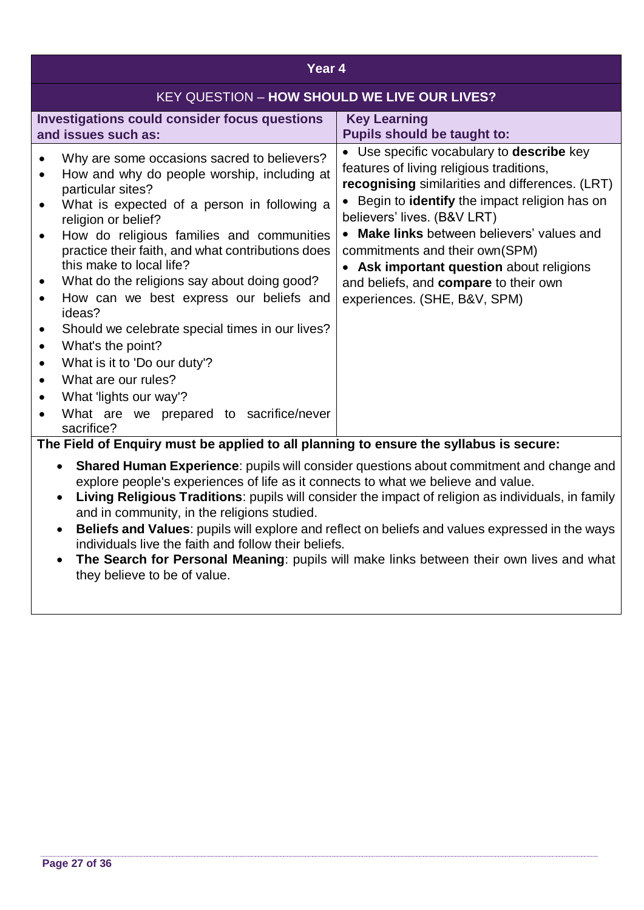| Year 4 | |
|---|---|
| KEY QUESTION – **HOW SHOULD WE LIVE OUR LIVES?** | |
| **Investigations could consider focus questions and issues such as:** | **Key Learning**<br>**Pupils should be taught to:** |
| • Why are some occasions sacred to believers?<br>• How and why do people worship, including at particular sites?<br>• What is expected of a person in following a religion or belief?<br>• How do religious families and communities practice their faith, and what contributions does this make to local life?<br>• What do the religions say about doing good?<br>• How can we best express our beliefs and ideas?<br>• Should we celebrate special times in our lives?<br>• What's the point?<br>• What is it to 'Do our duty'?<br>• What are our rules?<br>• What 'lights our way'?<br>• What are we prepared to sacrifice/never sacrifice? | • Use specific vocabulary to **describe** key features of living religious traditions, **recognising** similarities and differences. (LRT)<br>• Begin to **identify** the impact religion has on believers' lives. (B&V LRT)<br>• **Make links** between believers' values and commitments and their own(SPM)<br>• **Ask important question** about religions and beliefs, and **compare** to their own experiences. (SHE, B&V, SPM) |

**The Field of Enquiry must be applied to all planning to ensure the syllabus is secure:**

- **Shared Human Experience**: pupils will consider questions about commitment and change and explore people's experiences of life as it connects to what we believe and value.
- **Living Religious Traditions**: pupils will consider the impact of religion as individuals, in family and in community, in the religions studied.
- **Beliefs and Values**: pupils will explore and reflect on beliefs and values expressed in the ways individuals live the faith and follow their beliefs.
- **The Search for Personal Meaning**: pupils will make links between their own lives and what they believe to be of value.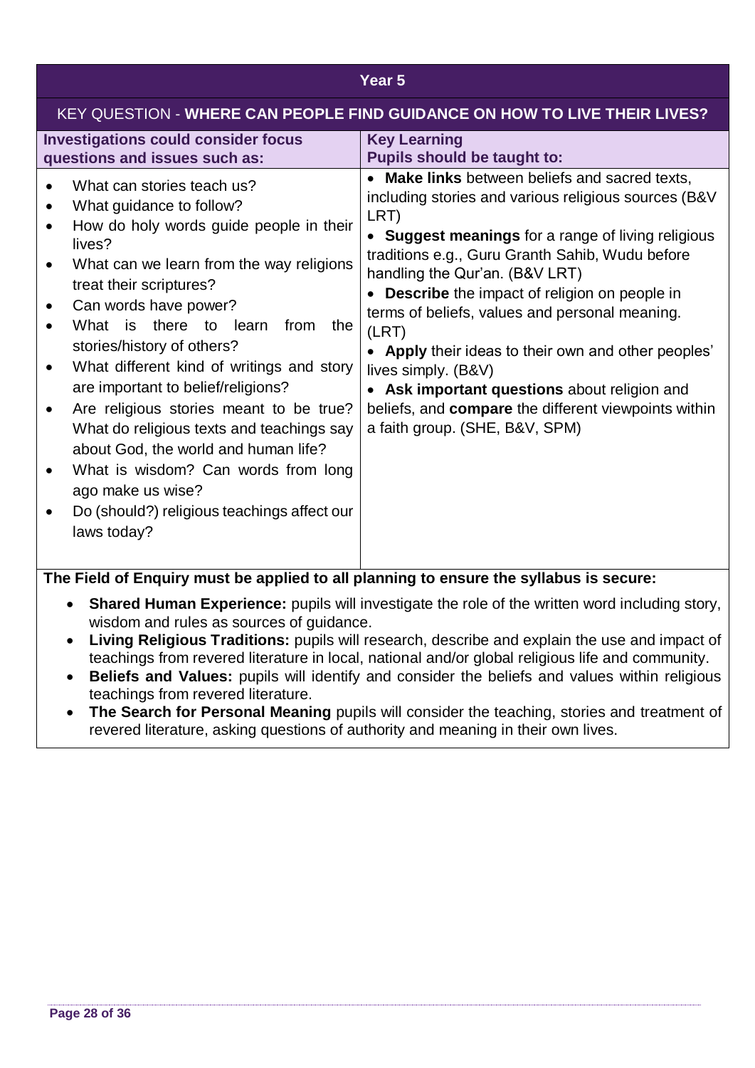## Year 5

### KEY QUESTION - **WHERE CAN PEOPLE FIND GUIDANCE ON HOW TO LIVE THEIR LIVES?**

| **Investigations could consider focus questions and issues such as:** | **Key Learning**<br>**Pupils should be taught to:** |
| --- | --- |
| • What can stories teach us?<br>• What guidance to follow?<br>• How do holy words guide people in their lives?<br>• What can we learn from the way religions treat their scriptures?<br>• Can words have power?<br>• What is there to learn from the stories/history of others?<br>• What different kind of writings and story are important to belief/religions?<br>• Are religious stories meant to be true? What do religious texts and teachings say about God, the world and human life?<br>• What is wisdom? Can words from long ago make us wise?<br>• Do (should?) religious teachings affect our laws today? | • **Make links** between beliefs and sacred texts, including stories and various religious sources (B&V LRT)<br>• **Suggest meanings** for a range of living religious traditions e.g., Guru Granth Sahib, Wudu before handling the Qur'an. (B&V LRT)<br>• **Describe** the impact of religion on people in terms of beliefs, values and personal meaning. (LRT)<br>• **Apply** their ideas to their own and other peoples' lives simply. (B&V)<br>• **Ask important questions** about religion and beliefs, and **compare** the different viewpoints within a faith group. (SHE, B&V, SPM) |

**The Field of Enquiry must be applied to all planning to ensure the syllabus is secure:**

- **Shared Human Experience:** pupils will investigate the role of the written word including story, wisdom and rules as sources of guidance.
- **Living Religious Traditions:** pupils will research, describe and explain the use and impact of teachings from revered literature in local, national and/or global religious life and community.
- **Beliefs and Values:** pupils will identify and consider the beliefs and values within religious teachings from revered literature.
- **The Search for Personal Meaning** pupils will consider the teaching, stories and treatment of revered literature, asking questions of authority and meaning in their own lives.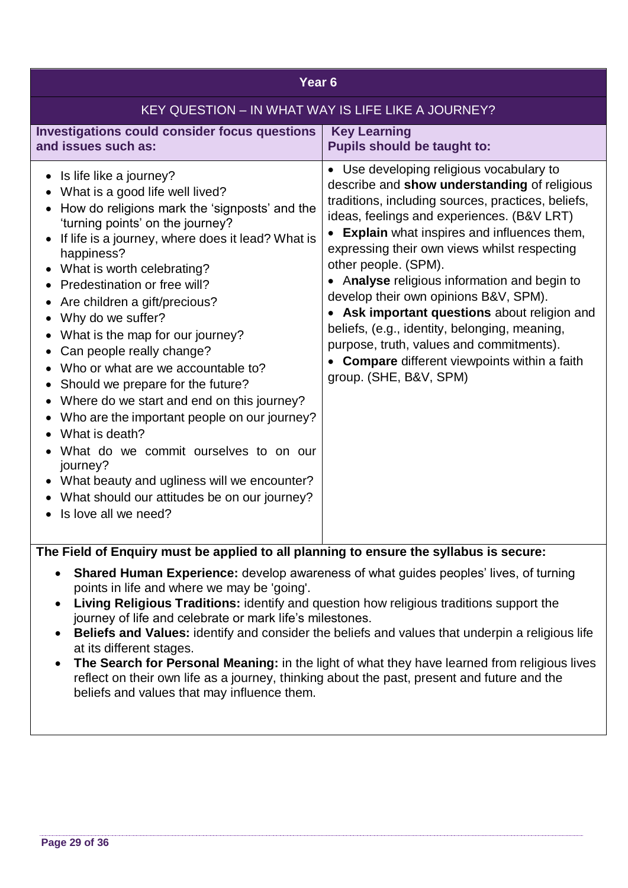## Year 6

### KEY QUESTION – IN WHAT WAY IS LIFE LIKE A JOURNEY?

| **Investigations could consider focus questions and issues such as:** | **Key Learning**<br>**Pupils should be taught to:** |
|---|---|
| • Is life like a journey?<br>• What is a good life well lived?<br>• How do religions mark the 'signposts' and the 'turning points' on the journey?<br>• If life is a journey, where does it lead? What is happiness?<br>• What is worth celebrating?<br>• Predestination or free will?<br>• Are children a gift/precious?<br>• Why do we suffer?<br>• What is the map for our journey?<br>• Can people really change?<br>• Who or what are we accountable to?<br>• Should we prepare for the future?<br>• Where do we start and end on this journey?<br>• Who are the important people on our journey?<br>• What is death?<br>• What do we commit ourselves to on our journey?<br>• What beauty and ugliness will we encounter?<br>• What should our attitudes be on our journey?<br>• Is love all we need? | • Use developing religious vocabulary to describe and **show understanding** of religious traditions, including sources, practices, beliefs, ideas, feelings and experiences. (B&V LRT)<br>• **Explain** what inspires and influences them, expressing their own views whilst respecting other people. (SPM).<br>• A**nalyse** religious information and begin to develop their own opinions B&V, SPM).<br>• **Ask important questions** about religion and beliefs, (e.g., identity, belonging, meaning, purpose, truth, values and commitments).<br>• **Compare** different viewpoints within a faith group. (SHE, B&V, SPM) |

**The Field of Enquiry must be applied to all planning to ensure the syllabus is secure:**

- **Shared Human Experience:** develop awareness of what guides peoples' lives, of turning points in life and where we may be 'going'.
- **Living Religious Traditions:** identify and question how religious traditions support the journey of life and celebrate or mark life's milestones.
- **Beliefs and Values:** identify and consider the beliefs and values that underpin a religious life at its different stages.
- **The Search for Personal Meaning:** in the light of what they have learned from religious lives reflect on their own life as a journey, thinking about the past, present and future and the beliefs and values that may influence them.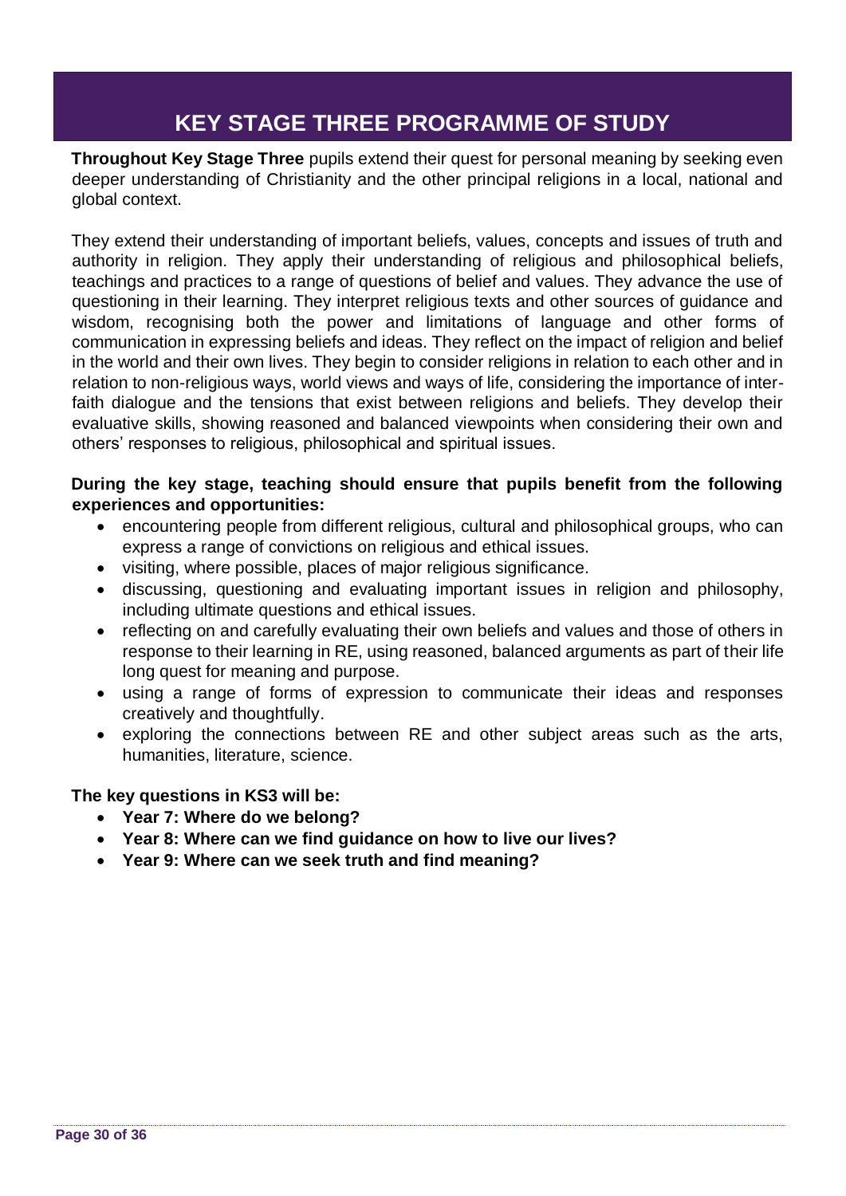# KEY STAGE THREE PROGRAMME OF STUDY

**Throughout Key Stage Three** pupils extend their quest for personal meaning by seeking even deeper understanding of Christianity and the other principal religions in a local, national and global context.

They extend their understanding of important beliefs, values, concepts and issues of truth and authority in religion. They apply their understanding of religious and philosophical beliefs, teachings and practices to a range of questions of belief and values. They advance the use of questioning in their learning. They interpret religious texts and other sources of guidance and wisdom, recognising both the power and limitations of language and other forms of communication in expressing beliefs and ideas. They reflect on the impact of religion and belief in the world and their own lives. They begin to consider religions in relation to each other and in relation to non-religious ways, world views and ways of life, considering the importance of inter-faith dialogue and the tensions that exist between religions and beliefs. They develop their evaluative skills, showing reasoned and balanced viewpoints when considering their own and others' responses to religious, philosophical and spiritual issues.

**During the key stage, teaching should ensure that pupils benefit from the following experiences and opportunities:**

- encountering people from different religious, cultural and philosophical groups, who can express a range of convictions on religious and ethical issues.
- visiting, where possible, places of major religious significance.
- discussing, questioning and evaluating important issues in religion and philosophy, including ultimate questions and ethical issues.
- reflecting on and carefully evaluating their own beliefs and values and those of others in response to their learning in RE, using reasoned, balanced arguments as part of their life long quest for meaning and purpose.
- using a range of forms of expression to communicate their ideas and responses creatively and thoughtfully.
- exploring the connections between RE and other subject areas such as the arts, humanities, literature, science.

**The key questions in KS3 will be:**

- **Year 7: Where do we belong?**
- **Year 8: Where can we find guidance on how to live our lives?**
- **Year 9: Where can we seek truth and find meaning?**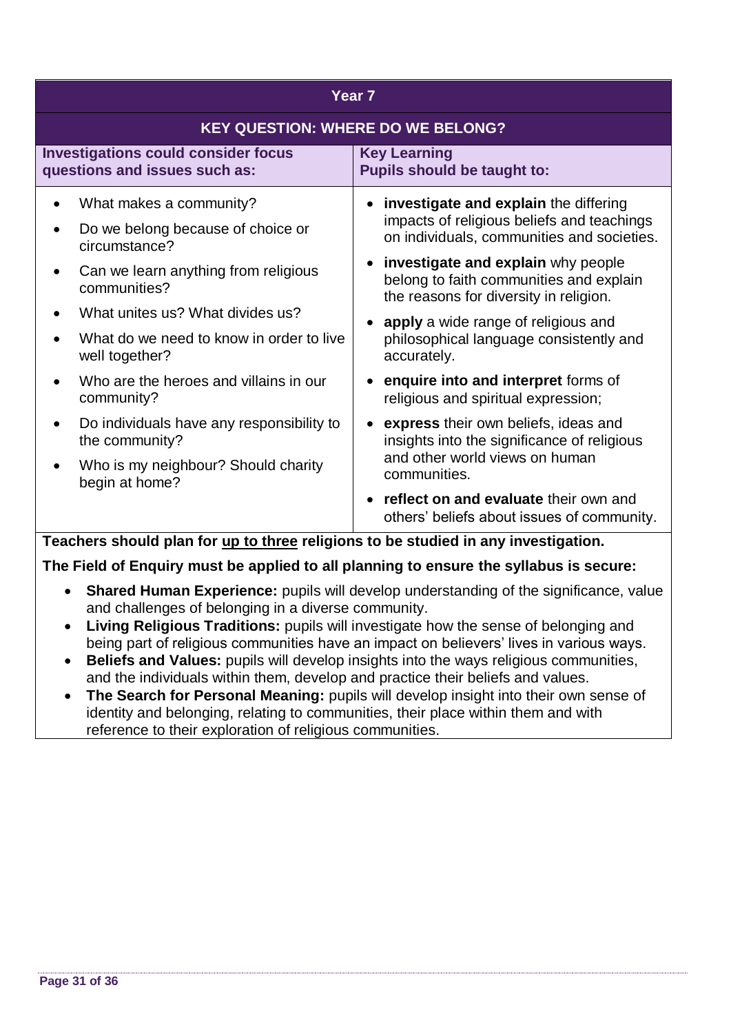| Year 7 | |
|---|---|
| **KEY QUESTION: WHERE DO WE BELONG?** | |
| **Investigations could consider focus questions and issues such as:** | **Key Learning**<br>**Pupils should be taught to:** |
| • What makes a community?<br>• Do we belong because of choice or circumstance?<br>• Can we learn anything from religious communities?<br>• What unites us? What divides us?<br>• What do we need to know in order to live well together?<br>• Who are the heroes and villains in our community?<br>• Do individuals have any responsibility to the community?<br>• Who is my neighbour? Should charity begin at home? | • **investigate and explain** the differing impacts of religious beliefs and teachings on individuals, communities and societies.<br>• **investigate and explain** why people belong to faith communities and explain the reasons for diversity in religion.<br>• **apply** a wide range of religious and philosophical language consistently and accurately.<br>• **enquire into and interpret** forms of religious and spiritual expression;<br>• **express** their own beliefs, ideas and insights into the significance of religious and other world views on human communities.<br>• **reflect on and evaluate** their own and others' beliefs about issues of community. |

**Teachers should plan for <u>up to three</u> religions to be studied in any investigation.**

**The Field of Enquiry must be applied to all planning to ensure the syllabus is secure:**

- **Shared Human Experience:** pupils will develop understanding of the significance, value and challenges of belonging in a diverse community.
- **Living Religious Traditions:** pupils will investigate how the sense of belonging and being part of religious communities have an impact on believers' lives in various ways.
- **Beliefs and Values:** pupils will develop insights into the ways religious communities, and the individuals within them, develop and practice their beliefs and values.
- **The Search for Personal Meaning:** pupils will develop insight into their own sense of identity and belonging, relating to communities, their place within them and with reference to their exploration of religious communities.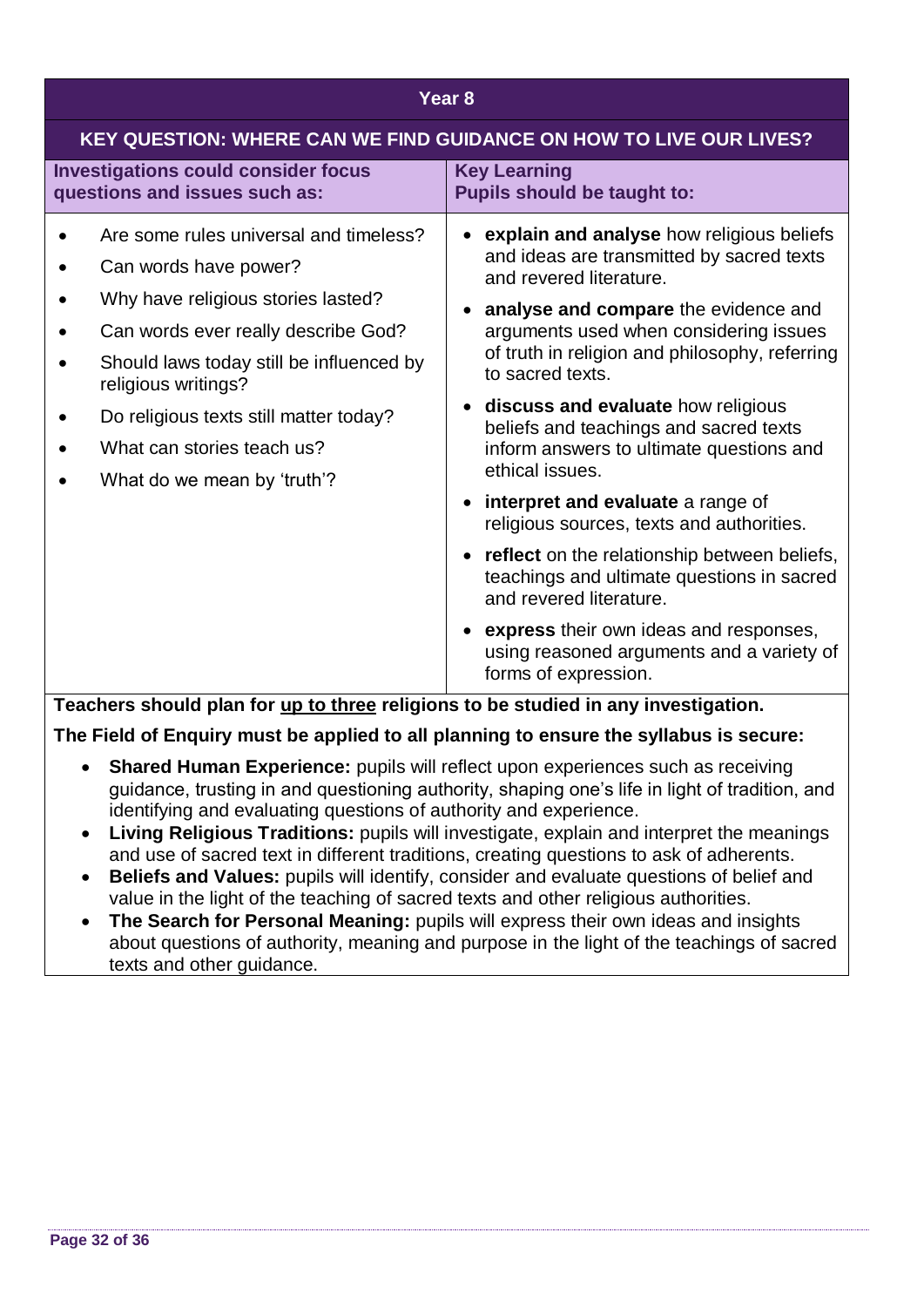| Year 8 | |
|---|---|
| **KEY QUESTION: WHERE CAN WE FIND GUIDANCE ON HOW TO LIVE OUR LIVES?** | |
| **Investigations could consider focus questions and issues such as:** | **Key Learning**<br>**Pupils should be taught to:** |
| • Are some rules universal and timeless?<br>• Can words have power?<br>• Why have religious stories lasted?<br>• Can words ever really describe God?<br>• Should laws today still be influenced by religious writings?<br>• Do religious texts still matter today?<br>• What can stories teach us?<br>• What do we mean by 'truth'? | • **explain and analyse** how religious beliefs and ideas are transmitted by sacred texts and revered literature.<br>• **analyse and compare** the evidence and arguments used when considering issues of truth in religion and philosophy, referring to sacred texts.<br>• **discuss and evaluate** how religious beliefs and teachings and sacred texts inform answers to ultimate questions and ethical issues.<br>• **interpret and evaluate** a range of religious sources, texts and authorities.<br>• **reflect** on the relationship between beliefs, teachings and ultimate questions in sacred and revered literature.<br>• **express** their own ideas and responses, using reasoned arguments and a variety of forms of expression. |

**Teachers should plan for up to three religions to be studied in any investigation.**

**The Field of Enquiry must be applied to all planning to ensure the syllabus is secure:**

- **Shared Human Experience:** pupils will reflect upon experiences such as receiving guidance, trusting in and questioning authority, shaping one's life in light of tradition, and identifying and evaluating questions of authority and experience.
- **Living Religious Traditions:** pupils will investigate, explain and interpret the meanings and use of sacred text in different traditions, creating questions to ask of adherents.
- **Beliefs and Values:** pupils will identify, consider and evaluate questions of belief and value in the light of the teaching of sacred texts and other religious authorities.
- **The Search for Personal Meaning:** pupils will express their own ideas and insights about questions of authority, meaning and purpose in the light of the teachings of sacred texts and other guidance.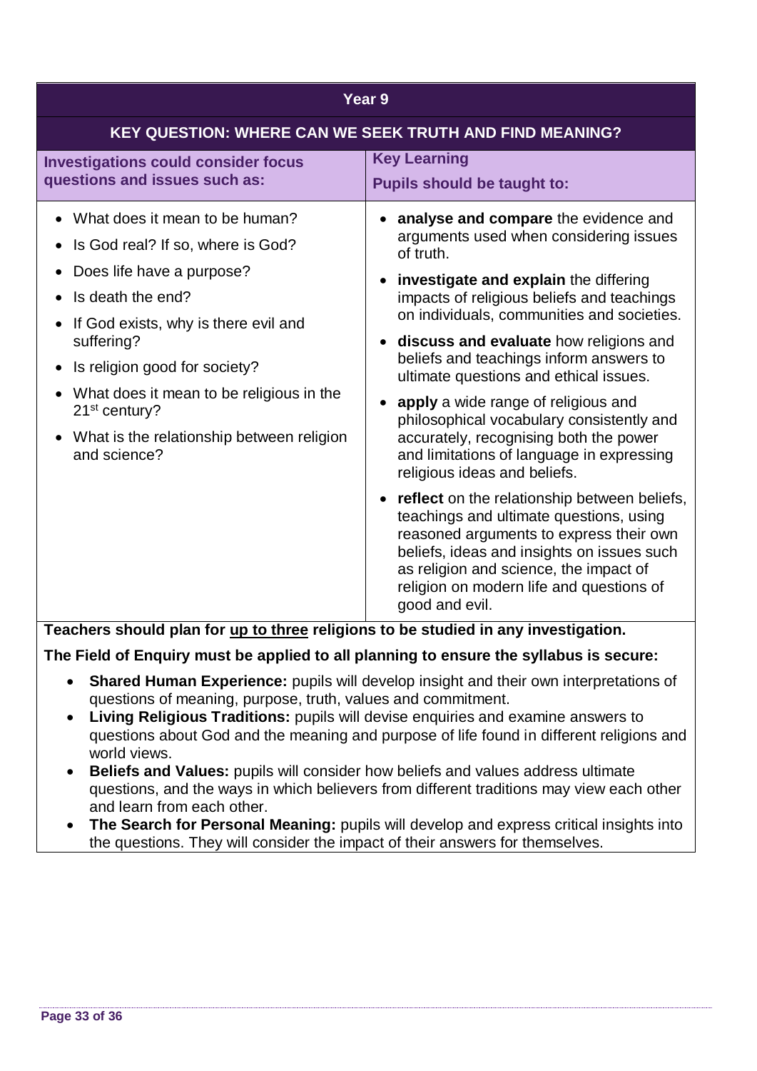| Year 9 | |
|---|---|
| **KEY QUESTION: WHERE CAN WE SEEK TRUTH AND FIND MEANING?** | |
| **Investigations could consider focus questions and issues such as:** | **Key Learning**<br>**Pupils should be taught to:** |
| • What does it mean to be human?<br>• Is God real? If so, where is God?<br>• Does life have a purpose?<br>• Is death the end?<br>• If God exists, why is there evil and suffering?<br>• Is religion good for society?<br>• What does it mean to be religious in the 21st century?<br>• What is the relationship between religion and science? | • **analyse and compare** the evidence and arguments used when considering issues of truth.<br>• **investigate and explain** the differing impacts of religious beliefs and teachings on individuals, communities and societies.<br>• **discuss and evaluate** how religions and beliefs and teachings inform answers to ultimate questions and ethical issues.<br>• **apply** a wide range of religious and philosophical vocabulary consistently and accurately, recognising both the power and limitations of language in expressing religious ideas and beliefs.<br>• **reflect** on the relationship between beliefs, teachings and ultimate questions, using reasoned arguments to express their own beliefs, ideas and insights on issues such as religion and science, the impact of religion on modern life and questions of good and evil. |

**Teachers should plan for up to three religions to be studied in any investigation.**

**The Field of Enquiry must be applied to all planning to ensure the syllabus is secure:**

- **Shared Human Experience:** pupils will develop insight and their own interpretations of questions of meaning, purpose, truth, values and commitment.
- **Living Religious Traditions:** pupils will devise enquiries and examine answers to questions about God and the meaning and purpose of life found in different religions and world views.
- **Beliefs and Values:** pupils will consider how beliefs and values address ultimate questions, and the ways in which believers from different traditions may view each other and learn from each other.
- **The Search for Personal Meaning:** pupils will develop and express critical insights into the questions. They will consider the impact of their answers for themselves.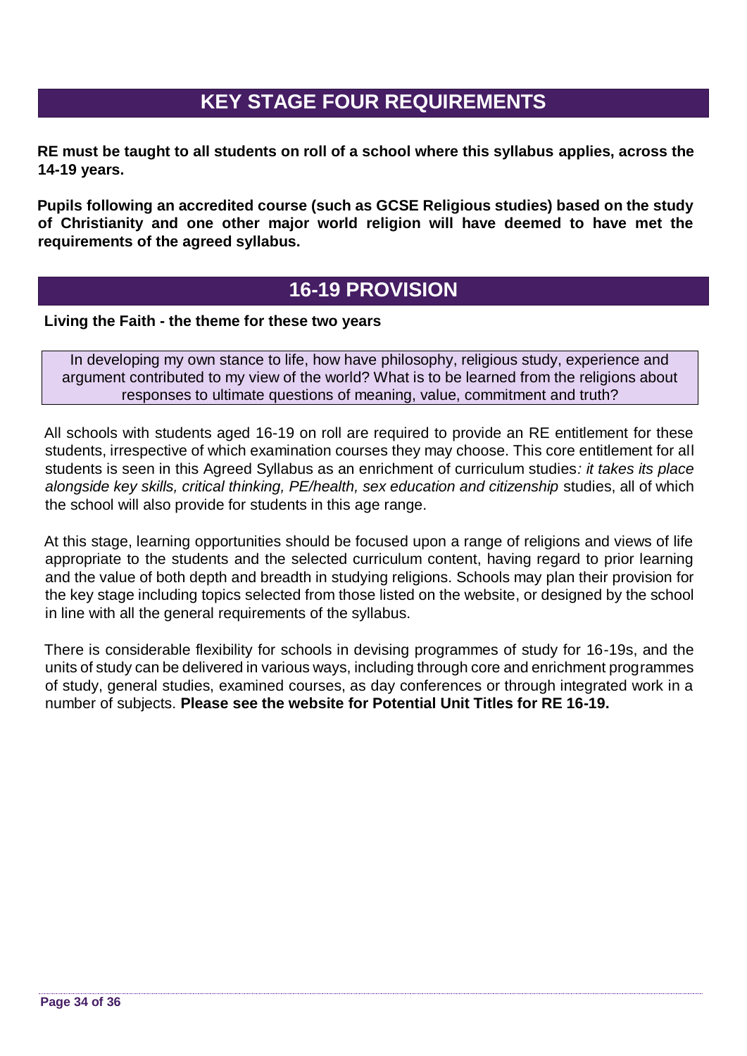## KEY STAGE FOUR REQUIREMENTS

**RE must be taught to all students on roll of a school where this syllabus applies, across the 14-19 years.**

**Pupils following an accredited course (such as GCSE Religious studies) based on the study of Christianity and one other major world religion will have deemed to have met the requirements of the agreed syllabus.**

## 16-19 PROVISION

**Living the Faith - the theme for these two years**

> In developing my own stance to life, how have philosophy, religious study, experience and argument contributed to my view of the world? What is to be learned from the religions about responses to ultimate questions of meaning, value, commitment and truth?

All schools with students aged 16-19 on roll are required to provide an RE entitlement for these students, irrespective of which examination courses they may choose. This core entitlement for all students is seen in this Agreed Syllabus as an enrichment of curriculum studies*: it takes its place alongside key skills, critical thinking, PE/health, sex education and citizenship* studies, all of which the school will also provide for students in this age range.

At this stage, learning opportunities should be focused upon a range of religions and views of life appropriate to the students and the selected curriculum content, having regard to prior learning and the value of both depth and breadth in studying religions. Schools may plan their provision for the key stage including topics selected from those listed on the website, or designed by the school in line with all the general requirements of the syllabus.

There is considerable flexibility for schools in devising programmes of study for 16-19s, and the units of study can be delivered in various ways, including through core and enrichment programmes of study, general studies, examined courses, as day conferences or through integrated work in a number of subjects. **Please see the website for Potential Unit Titles for RE 16-19.**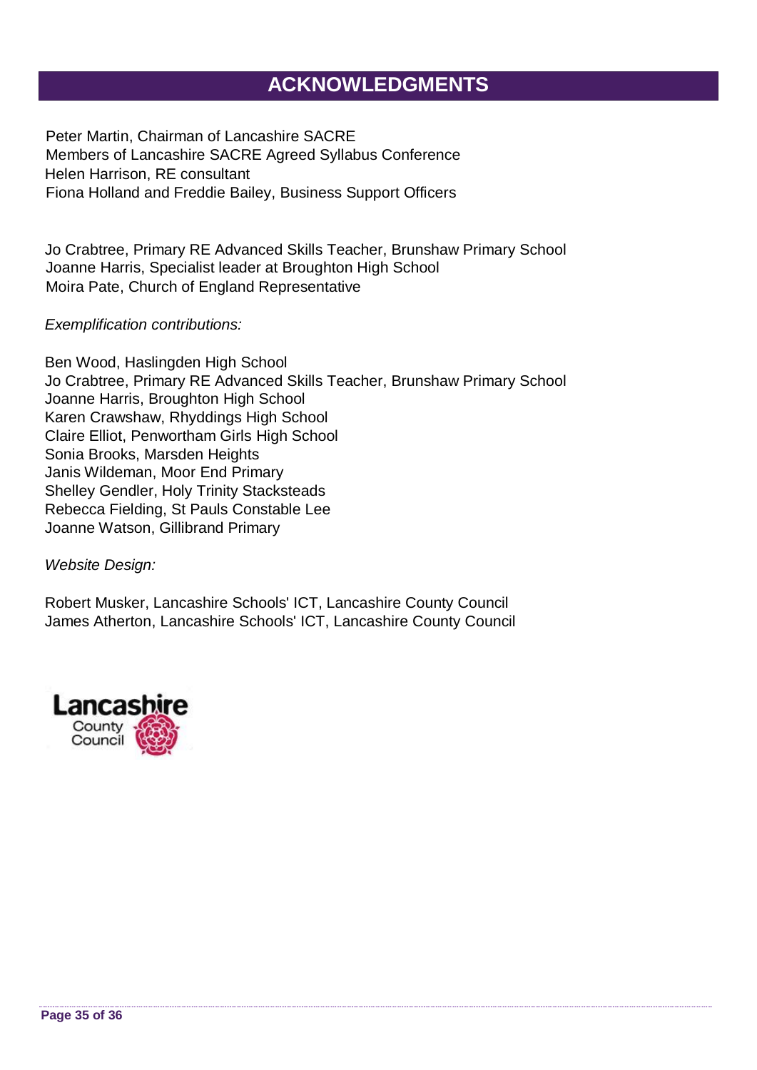# ACKNOWLEDGMENTS

Peter Martin, Chairman of Lancashire SACRE
Members of Lancashire SACRE Agreed Syllabus Conference
Helen Harrison, RE consultant
Fiona Holland and Freddie Bailey, Business Support Officers

Jo Crabtree, Primary RE Advanced Skills Teacher, Brunshaw Primary School
Joanne Harris, Specialist leader at Broughton High School
Moira Pate, Church of England Representative

*Exemplification contributions:*

Ben Wood, Haslingden High School
Jo Crabtree, Primary RE Advanced Skills Teacher, Brunshaw Primary School
Joanne Harris, Broughton High School
Karen Crawshaw, Rhyddings High School
Claire Elliot, Penwortham Girls High School
Sonia Brooks, Marsden Heights
Janis Wildeman, Moor End Primary
Shelley Gendler, Holy Trinity Stacksteads
Rebecca Fielding, St Pauls Constable Lee
Joanne Watson, Gillibrand Primary

*Website Design:*

Robert Musker, Lancashire Schools' ICT, Lancashire County Council
James Atherton, Lancashire Schools' ICT, Lancashire County Council

Lancashire County Council